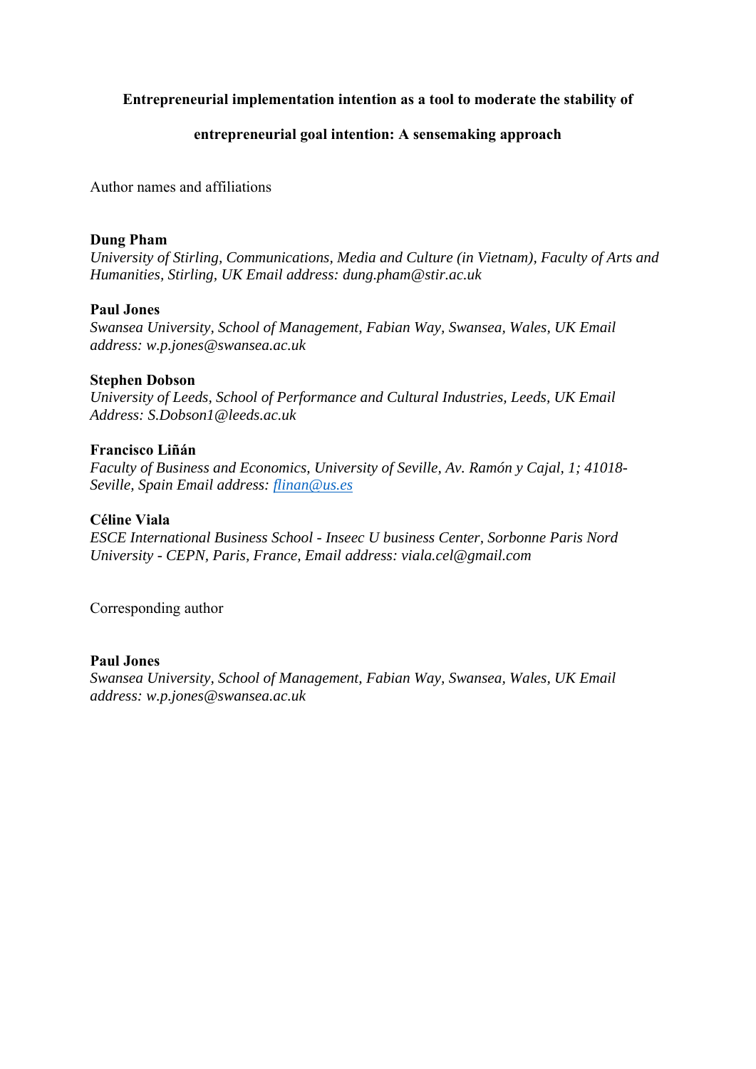**Entrepreneurial implementation intention as a tool to moderate the stability of entrepreneurial goal intention: A sensemaking approach**

Author names and affiliations

**Dung Pham**
*University of Stirling, Communications, Media and Culture (in Vietnam), Faculty of Arts and Humanities, Stirling, UK Email address: dung.pham@stir.ac.uk*

**Paul Jones**
*Swansea University, School of Management, Fabian Way, Swansea, Wales, UK Email address: w.p.jones@swansea.ac.uk*

**Stephen Dobson**
*University of Leeds, School of Performance and Cultural Industries, Leeds, UK Email Address: S.Dobson1@leeds.ac.uk*

**Francisco Liñán**
*Faculty of Business and Economics, University of Seville, Av. Ramón y Cajal, 1; 41018-Seville, Spain Email address: flinan@us.es*

**Céline Viala**
*ESCE International Business School - Inseec U business Center, Sorbonne Paris Nord University - CEPN, Paris, France, Email address: viala.cel@gmail.com*

Corresponding author

**Paul Jones**
*Swansea University, School of Management, Fabian Way, Swansea, Wales, UK Email address: w.p.jones@swansea.ac.uk*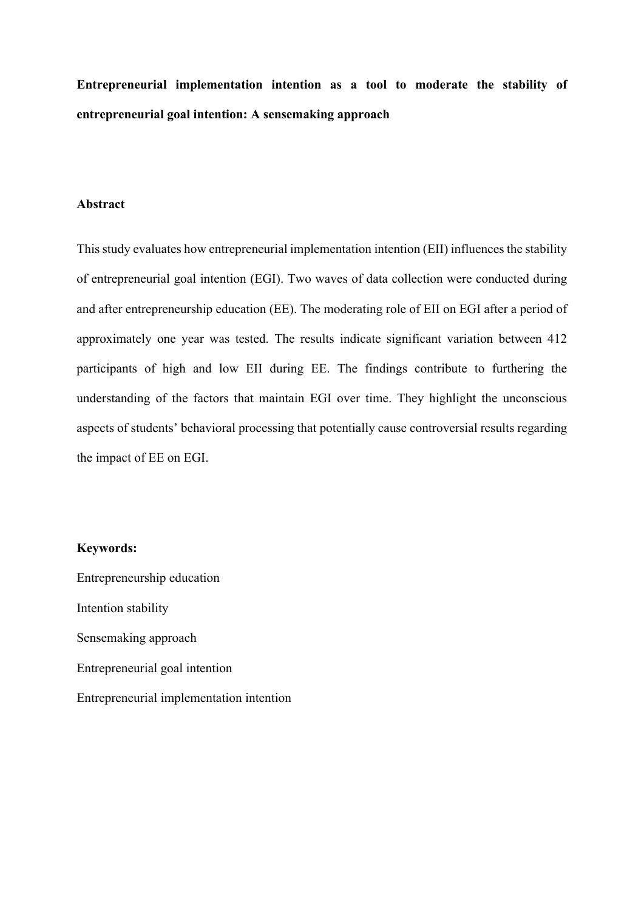**Entrepreneurial implementation intention as a tool to moderate the stability of entrepreneurial goal intention: A sensemaking approach**

## Abstract

This study evaluates how entrepreneurial implementation intention (EII) influences the stability of entrepreneurial goal intention (EGI). Two waves of data collection were conducted during and after entrepreneurship education (EE). The moderating role of EII on EGI after a period of approximately one year was tested. The results indicate significant variation between 412 participants of high and low EII during EE. The findings contribute to furthering the understanding of the factors that maintain EGI over time. They highlight the unconscious aspects of students' behavioral processing that potentially cause controversial results regarding the impact of EE on EGI.

**Keywords:**

Entrepreneurship education

Intention stability

Sensemaking approach

Entrepreneurial goal intention

Entrepreneurial implementation intention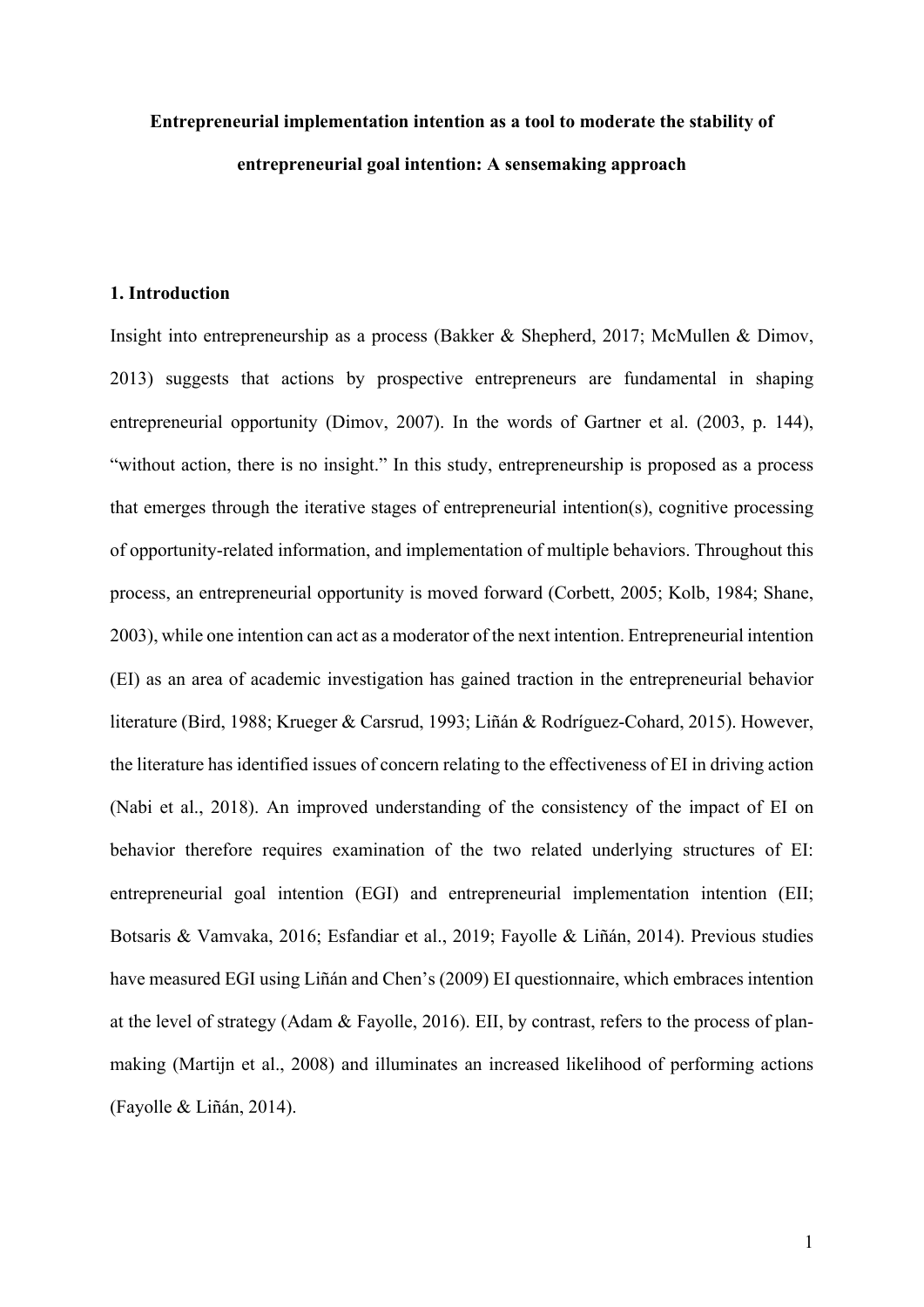**Entrepreneurial implementation intention as a tool to moderate the stability of entrepreneurial goal intention: A sensemaking approach**

## 1. Introduction

Insight into entrepreneurship as a process (Bakker & Shepherd, 2017; McMullen & Dimov, 2013) suggests that actions by prospective entrepreneurs are fundamental in shaping entrepreneurial opportunity (Dimov, 2007). In the words of Gartner et al. (2003, p. 144), "without action, there is no insight." In this study, entrepreneurship is proposed as a process that emerges through the iterative stages of entrepreneurial intention(s), cognitive processing of opportunity-related information, and implementation of multiple behaviors. Throughout this process, an entrepreneurial opportunity is moved forward (Corbett, 2005; Kolb, 1984; Shane, 2003), while one intention can act as a moderator of the next intention. Entrepreneurial intention (EI) as an area of academic investigation has gained traction in the entrepreneurial behavior literature (Bird, 1988; Krueger & Carsrud, 1993; Liñán & Rodríguez-Cohard, 2015). However, the literature has identified issues of concern relating to the effectiveness of EI in driving action (Nabi et al., 2018). An improved understanding of the consistency of the impact of EI on behavior therefore requires examination of the two related underlying structures of EI: entrepreneurial goal intention (EGI) and entrepreneurial implementation intention (EII; Botsaris & Vamvaka, 2016; Esfandiar et al., 2019; Fayolle & Liñán, 2014). Previous studies have measured EGI using Liñán and Chen's (2009) EI questionnaire, which embraces intention at the level of strategy (Adam & Fayolle, 2016). EII, by contrast, refers to the process of plan-making (Martijn et al., 2008) and illuminates an increased likelihood of performing actions (Fayolle & Liñán, 2014).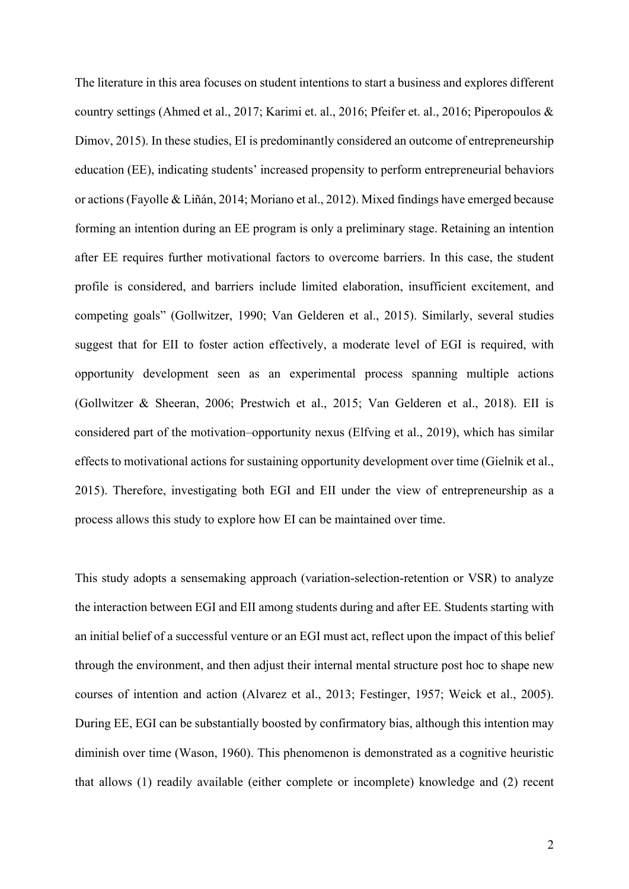The literature in this area focuses on student intentions to start a business and explores different country settings (Ahmed et al., 2017; Karimi et. al., 2016; Pfeifer et. al., 2016; Piperopoulos & Dimov, 2015). In these studies, EI is predominantly considered an outcome of entrepreneurship education (EE), indicating students' increased propensity to perform entrepreneurial behaviors or actions (Fayolle & Liñán, 2014; Moriano et al., 2012). Mixed findings have emerged because forming an intention during an EE program is only a preliminary stage. Retaining an intention after EE requires further motivational factors to overcome barriers. In this case, the student profile is considered, and barriers include limited elaboration, insufficient excitement, and competing goals" (Gollwitzer, 1990; Van Gelderen et al., 2015). Similarly, several studies suggest that for EII to foster action effectively, a moderate level of EGI is required, with opportunity development seen as an experimental process spanning multiple actions (Gollwitzer & Sheeran, 2006; Prestwich et al., 2015; Van Gelderen et al., 2018). EII is considered part of the motivation–opportunity nexus (Elfving et al., 2019), which has similar effects to motivational actions for sustaining opportunity development over time (Gielnik et al., 2015). Therefore, investigating both EGI and EII under the view of entrepreneurship as a process allows this study to explore how EI can be maintained over time.

This study adopts a sensemaking approach (variation-selection-retention or VSR) to analyze the interaction between EGI and EII among students during and after EE. Students starting with an initial belief of a successful venture or an EGI must act, reflect upon the impact of this belief through the environment, and then adjust their internal mental structure post hoc to shape new courses of intention and action (Alvarez et al., 2013; Festinger, 1957; Weick et al., 2005). During EE, EGI can be substantially boosted by confirmatory bias, although this intention may diminish over time (Wason, 1960). This phenomenon is demonstrated as a cognitive heuristic that allows (1) readily available (either complete or incomplete) knowledge and (2) recent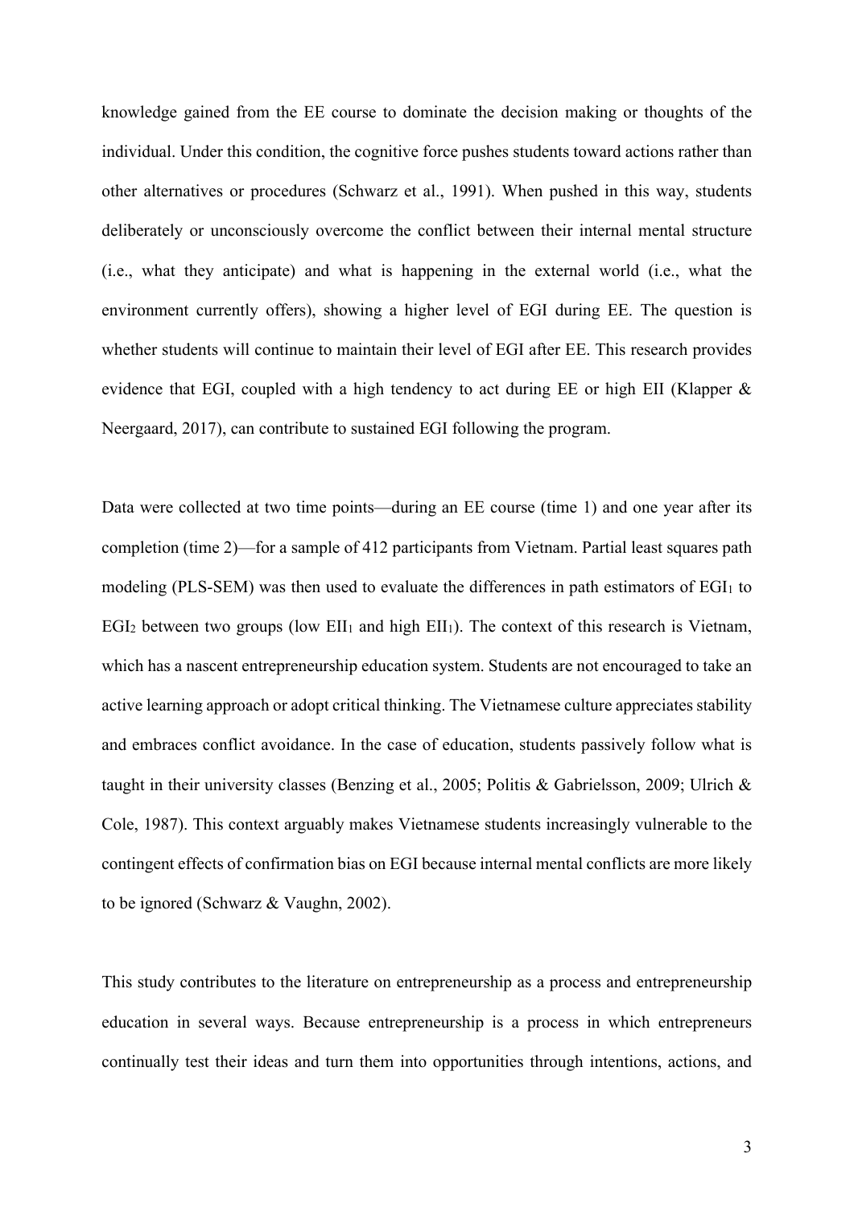knowledge gained from the EE course to dominate the decision making or thoughts of the individual. Under this condition, the cognitive force pushes students toward actions rather than other alternatives or procedures (Schwarz et al., 1991). When pushed in this way, students deliberately or unconsciously overcome the conflict between their internal mental structure (i.e., what they anticipate) and what is happening in the external world (i.e., what the environment currently offers), showing a higher level of EGI during EE. The question is whether students will continue to maintain their level of EGI after EE. This research provides evidence that EGI, coupled with a high tendency to act during EE or high EII (Klapper & Neergaard, 2017), can contribute to sustained EGI following the program.

Data were collected at two time points—during an EE course (time 1) and one year after its completion (time 2)—for a sample of 412 participants from Vietnam. Partial least squares path modeling (PLS-SEM) was then used to evaluate the differences in path estimators of $EGI_1$ to $EGI_2$ between two groups (low $EII_1$ and high $EII_1$). The context of this research is Vietnam, which has a nascent entrepreneurship education system. Students are not encouraged to take an active learning approach or adopt critical thinking. The Vietnamese culture appreciates stability and embraces conflict avoidance. In the case of education, students passively follow what is taught in their university classes (Benzing et al., 2005; Politis & Gabrielsson, 2009; Ulrich & Cole, 1987). This context arguably makes Vietnamese students increasingly vulnerable to the contingent effects of confirmation bias on EGI because internal mental conflicts are more likely to be ignored (Schwarz & Vaughn, 2002).

This study contributes to the literature on entrepreneurship as a process and entrepreneurship education in several ways. Because entrepreneurship is a process in which entrepreneurs continually test their ideas and turn them into opportunities through intentions, actions, and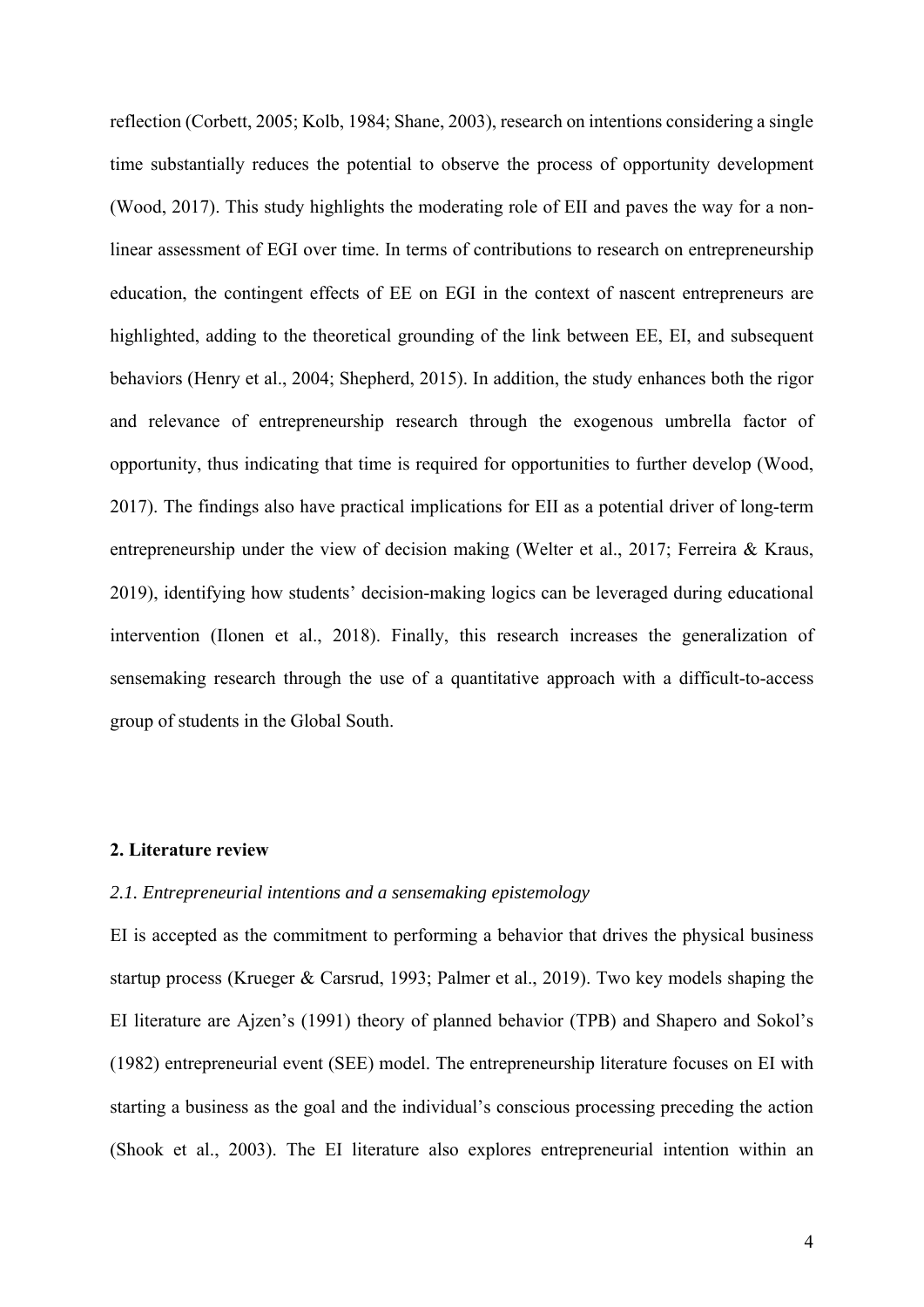reflection (Corbett, 2005; Kolb, 1984; Shane, 2003), research on intentions considering a single time substantially reduces the potential to observe the process of opportunity development (Wood, 2017). This study highlights the moderating role of EII and paves the way for a non-linear assessment of EGI over time. In terms of contributions to research on entrepreneurship education, the contingent effects of EE on EGI in the context of nascent entrepreneurs are highlighted, adding to the theoretical grounding of the link between EE, EI, and subsequent behaviors (Henry et al., 2004; Shepherd, 2015). In addition, the study enhances both the rigor and relevance of entrepreneurship research through the exogenous umbrella factor of opportunity, thus indicating that time is required for opportunities to further develop (Wood, 2017). The findings also have practical implications for EII as a potential driver of long-term entrepreneurship under the view of decision making (Welter et al., 2017; Ferreira & Kraus, 2019), identifying how students' decision-making logics can be leveraged during educational intervention (Ilonen et al., 2018). Finally, this research increases the generalization of sensemaking research through the use of a quantitative approach with a difficult-to-access group of students in the Global South.

## 2. Literature review

### *2.1. Entrepreneurial intentions and a sensemaking epistemology*

EI is accepted as the commitment to performing a behavior that drives the physical business startup process (Krueger & Carsrud, 1993; Palmer et al., 2019). Two key models shaping the EI literature are Ajzen's (1991) theory of planned behavior (TPB) and Shapero and Sokol's (1982) entrepreneurial event (SEE) model. The entrepreneurship literature focuses on EI with starting a business as the goal and the individual's conscious processing preceding the action (Shook et al., 2003). The EI literature also explores entrepreneurial intention within an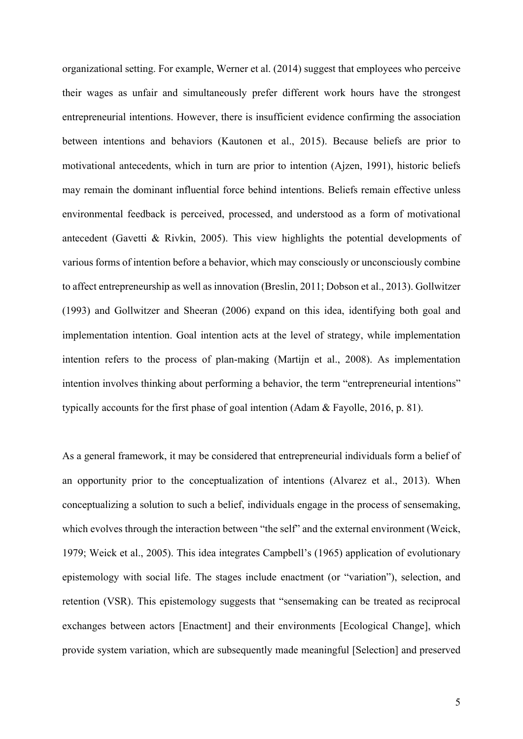organizational setting. For example, Werner et al. (2014) suggest that employees who perceive their wages as unfair and simultaneously prefer different work hours have the strongest entrepreneurial intentions. However, there is insufficient evidence confirming the association between intentions and behaviors (Kautonen et al., 2015). Because beliefs are prior to motivational antecedents, which in turn are prior to intention (Ajzen, 1991), historic beliefs may remain the dominant influential force behind intentions. Beliefs remain effective unless environmental feedback is perceived, processed, and understood as a form of motivational antecedent (Gavetti & Rivkin, 2005). This view highlights the potential developments of various forms of intention before a behavior, which may consciously or unconsciously combine to affect entrepreneurship as well as innovation (Breslin, 2011; Dobson et al., 2013). Gollwitzer (1993) and Gollwitzer and Sheeran (2006) expand on this idea, identifying both goal and implementation intention. Goal intention acts at the level of strategy, while implementation intention refers to the process of plan-making (Martijn et al., 2008). As implementation intention involves thinking about performing a behavior, the term "entrepreneurial intentions" typically accounts for the first phase of goal intention (Adam & Fayolle, 2016, p. 81).

As a general framework, it may be considered that entrepreneurial individuals form a belief of an opportunity prior to the conceptualization of intentions (Alvarez et al., 2013). When conceptualizing a solution to such a belief, individuals engage in the process of sensemaking, which evolves through the interaction between "the self" and the external environment (Weick, 1979; Weick et al., 2005). This idea integrates Campbell's (1965) application of evolutionary epistemology with social life. The stages include enactment (or "variation"), selection, and retention (VSR). This epistemology suggests that "sensemaking can be treated as reciprocal exchanges between actors [Enactment] and their environments [Ecological Change], which provide system variation, which are subsequently made meaningful [Selection] and preserved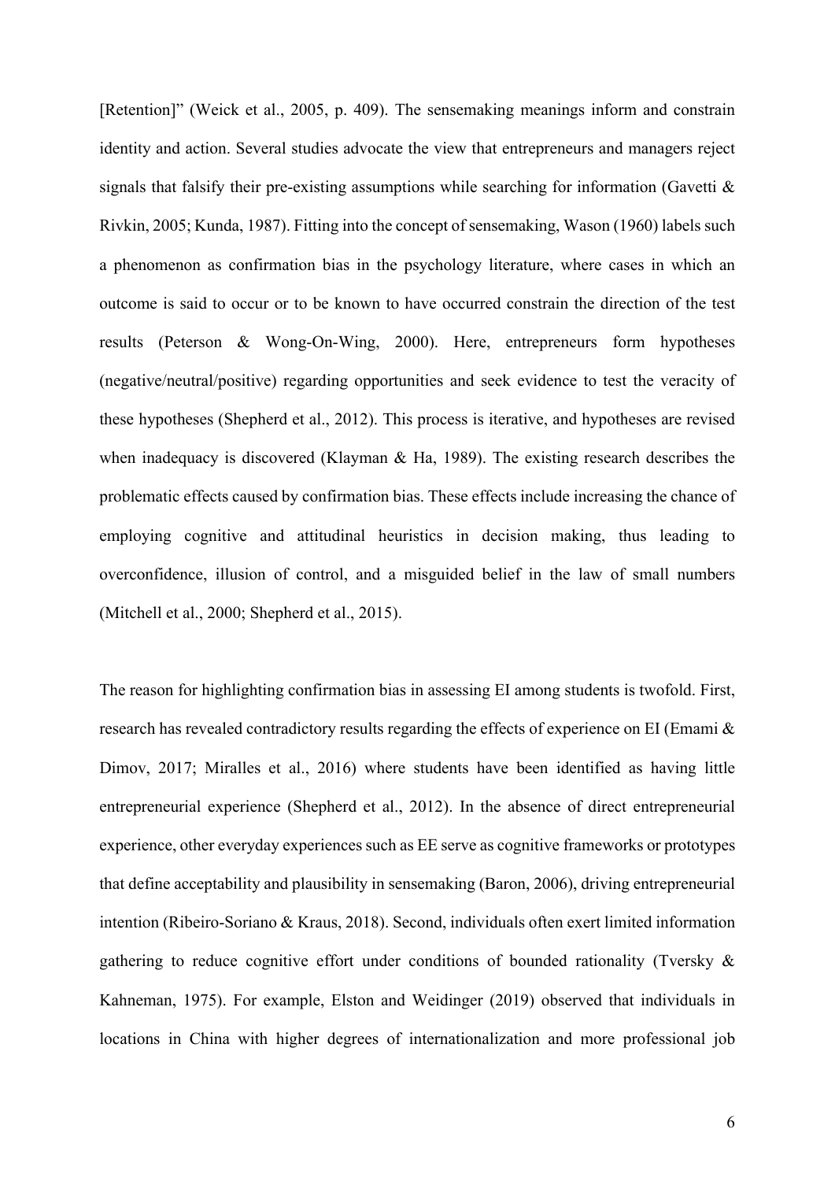[Retention]" (Weick et al., 2005, p. 409). The sensemaking meanings inform and constrain identity and action. Several studies advocate the view that entrepreneurs and managers reject signals that falsify their pre-existing assumptions while searching for information (Gavetti & Rivkin, 2005; Kunda, 1987). Fitting into the concept of sensemaking, Wason (1960) labels such a phenomenon as confirmation bias in the psychology literature, where cases in which an outcome is said to occur or to be known to have occurred constrain the direction of the test results (Peterson & Wong-On-Wing, 2000). Here, entrepreneurs form hypotheses (negative/neutral/positive) regarding opportunities and seek evidence to test the veracity of these hypotheses (Shepherd et al., 2012). This process is iterative, and hypotheses are revised when inadequacy is discovered (Klayman & Ha, 1989). The existing research describes the problematic effects caused by confirmation bias. These effects include increasing the chance of employing cognitive and attitudinal heuristics in decision making, thus leading to overconfidence, illusion of control, and a misguided belief in the law of small numbers (Mitchell et al., 2000; Shepherd et al., 2015).

The reason for highlighting confirmation bias in assessing EI among students is twofold. First, research has revealed contradictory results regarding the effects of experience on EI (Emami & Dimov, 2017; Miralles et al., 2016) where students have been identified as having little entrepreneurial experience (Shepherd et al., 2012). In the absence of direct entrepreneurial experience, other everyday experiences such as EE serve as cognitive frameworks or prototypes that define acceptability and plausibility in sensemaking (Baron, 2006), driving entrepreneurial intention (Ribeiro-Soriano & Kraus, 2018). Second, individuals often exert limited information gathering to reduce cognitive effort under conditions of bounded rationality (Tversky & Kahneman, 1975). For example, Elston and Weidinger (2019) observed that individuals in locations in China with higher degrees of internationalization and more professional job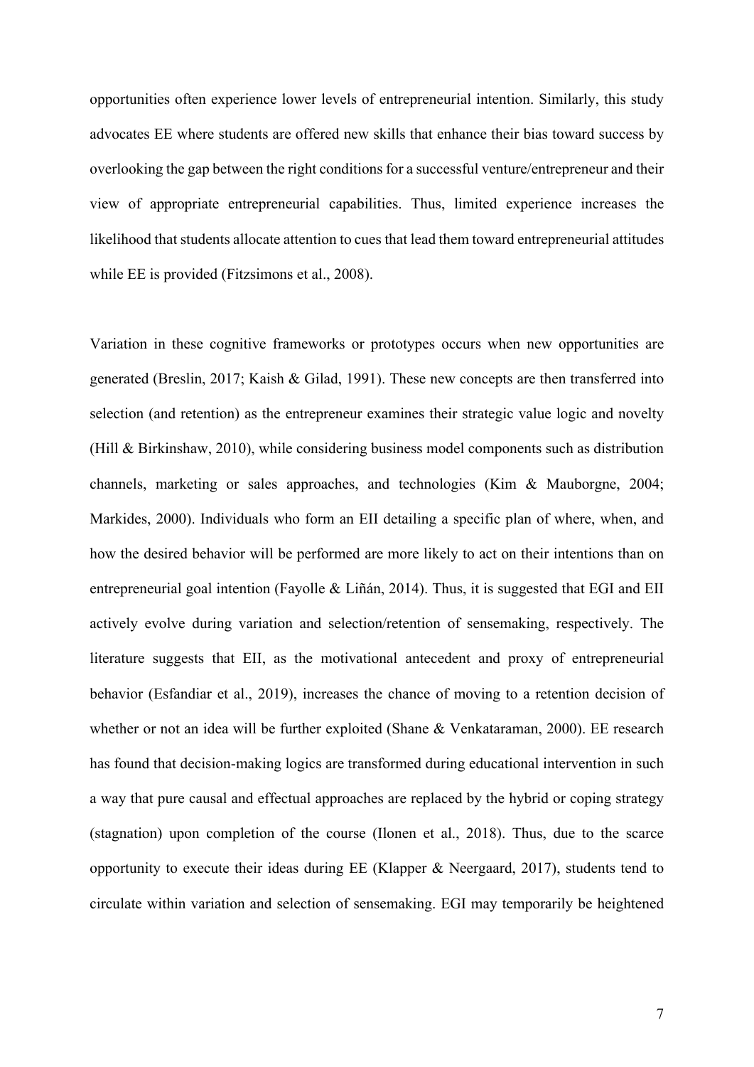opportunities often experience lower levels of entrepreneurial intention. Similarly, this study advocates EE where students are offered new skills that enhance their bias toward success by overlooking the gap between the right conditions for a successful venture/entrepreneur and their view of appropriate entrepreneurial capabilities. Thus, limited experience increases the likelihood that students allocate attention to cues that lead them toward entrepreneurial attitudes while EE is provided (Fitzsimons et al., 2008).

Variation in these cognitive frameworks or prototypes occurs when new opportunities are generated (Breslin, 2017; Kaish & Gilad, 1991). These new concepts are then transferred into selection (and retention) as the entrepreneur examines their strategic value logic and novelty (Hill & Birkinshaw, 2010), while considering business model components such as distribution channels, marketing or sales approaches, and technologies (Kim & Mauborgne, 2004; Markides, 2000). Individuals who form an EII detailing a specific plan of where, when, and how the desired behavior will be performed are more likely to act on their intentions than on entrepreneurial goal intention (Fayolle & Liñán, 2014). Thus, it is suggested that EGI and EII actively evolve during variation and selection/retention of sensemaking, respectively. The literature suggests that EII, as the motivational antecedent and proxy of entrepreneurial behavior (Esfandiar et al., 2019), increases the chance of moving to a retention decision of whether or not an idea will be further exploited (Shane & Venkataraman, 2000). EE research has found that decision-making logics are transformed during educational intervention in such a way that pure causal and effectual approaches are replaced by the hybrid or coping strategy (stagnation) upon completion of the course (Ilonen et al., 2018). Thus, due to the scarce opportunity to execute their ideas during EE (Klapper & Neergaard, 2017), students tend to circulate within variation and selection of sensemaking. EGI may temporarily be heightened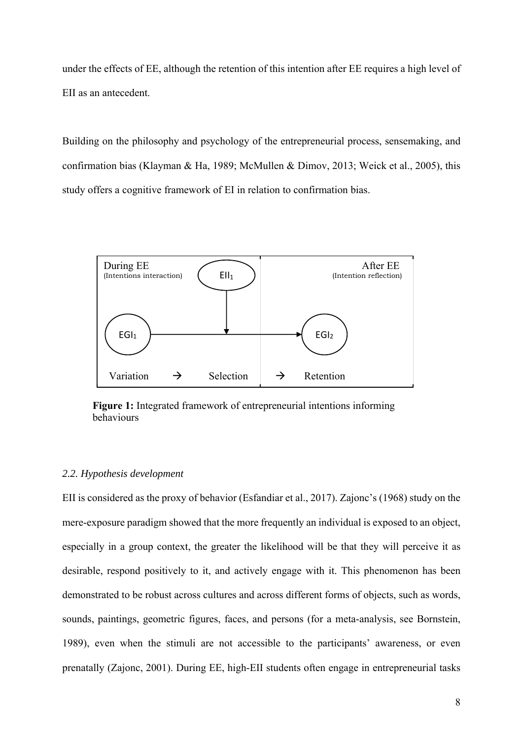under the effects of EE, although the retention of this intention after EE requires a high level of EII as an antecedent.

Building on the philosophy and psychology of the entrepreneurial process, sensemaking, and confirmation bias (Klayman & Ha, 1989; McMullen & Dimov, 2013; Weick et al., 2005), this study offers a cognitive framework of EI in relation to confirmation bias.

**Figure 1:** Integrated framework of entrepreneurial intentions informing behaviours

### *2.2. Hypothesis development*

EII is considered as the proxy of behavior (Esfandiar et al., 2017). Zajonc's (1968) study on the mere-exposure paradigm showed that the more frequently an individual is exposed to an object, especially in a group context, the greater the likelihood will be that they will perceive it as desirable, respond positively to it, and actively engage with it. This phenomenon has been demonstrated to be robust across cultures and across different forms of objects, such as words, sounds, paintings, geometric figures, faces, and persons (for a meta-analysis, see Bornstein, 1989), even when the stimuli are not accessible to the participants' awareness, or even prenatally (Zajonc, 2001). During EE, high-EII students often engage in entrepreneurial tasks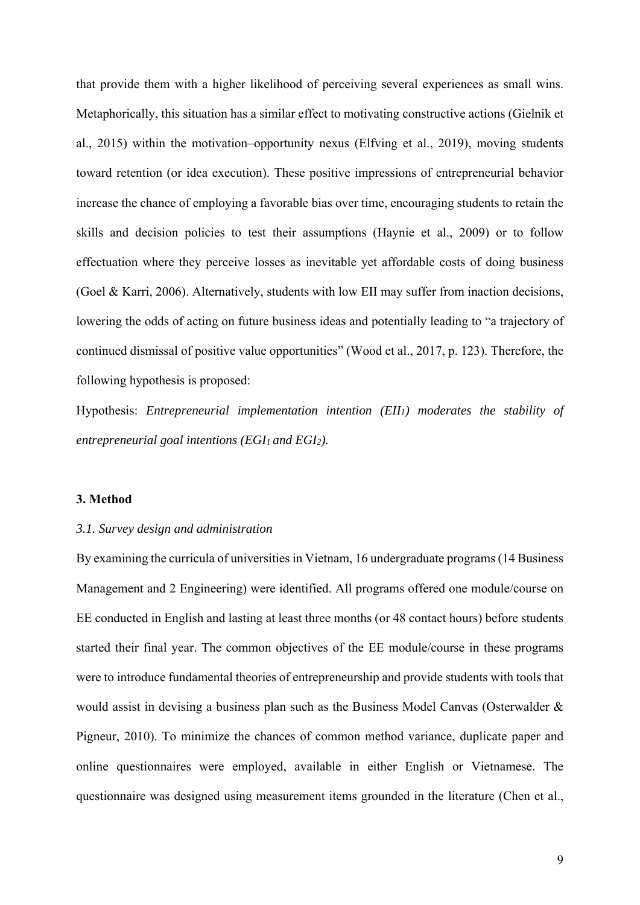that provide them with a higher likelihood of perceiving several experiences as small wins. Metaphorically, this situation has a similar effect to motivating constructive actions (Gielnik et al., 2015) within the motivation–opportunity nexus (Elfving et al., 2019), moving students toward retention (or idea execution). These positive impressions of entrepreneurial behavior increase the chance of employing a favorable bias over time, encouraging students to retain the skills and decision policies to test their assumptions (Haynie et al., 2009) or to follow effectuation where they perceive losses as inevitable yet affordable costs of doing business (Goel & Karri, 2006). Alternatively, students with low EII may suffer from inaction decisions, lowering the odds of acting on future business ideas and potentially leading to "a trajectory of continued dismissal of positive value opportunities" (Wood et al., 2017, p. 123). Therefore, the following hypothesis is proposed:

Hypothesis: *Entrepreneurial implementation intention ($EII_1$) moderates the stability of entrepreneurial goal intentions ($EGI_1$ and $EGI_2$).*

## 3. Method

### *3.1. Survey design and administration*

By examining the curricula of universities in Vietnam, 16 undergraduate programs (14 Business Management and 2 Engineering) were identified. All programs offered one module/course on EE conducted in English and lasting at least three months (or 48 contact hours) before students started their final year. The common objectives of the EE module/course in these programs were to introduce fundamental theories of entrepreneurship and provide students with tools that would assist in devising a business plan such as the Business Model Canvas (Osterwalder & Pigneur, 2010). To minimize the chances of common method variance, duplicate paper and online questionnaires were employed, available in either English or Vietnamese. The questionnaire was designed using measurement items grounded in the literature (Chen et al.,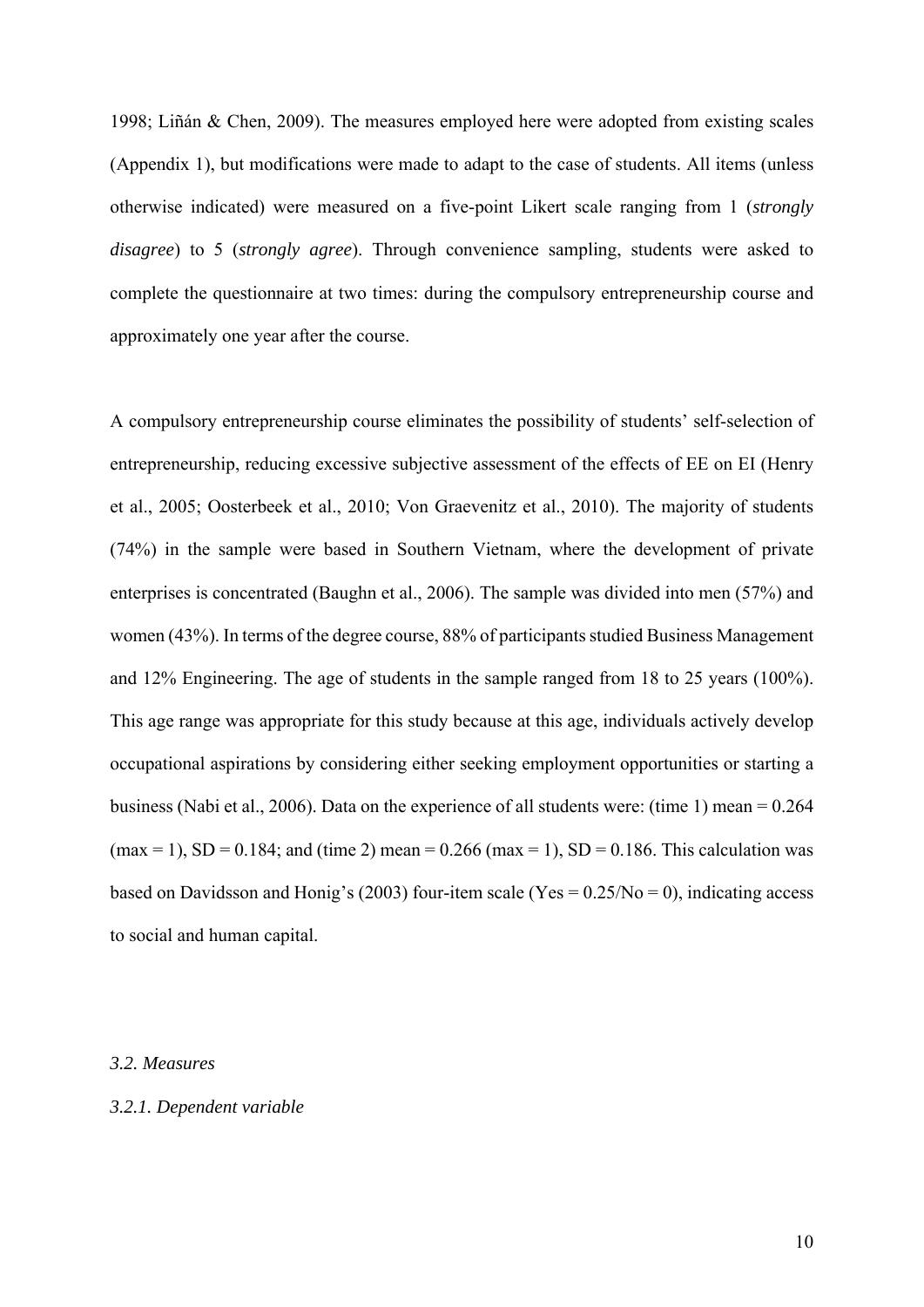1998; Liñán & Chen, 2009). The measures employed here were adopted from existing scales (Appendix 1), but modifications were made to adapt to the case of students. All items (unless otherwise indicated) were measured on a five-point Likert scale ranging from 1 (*strongly disagree*) to 5 (*strongly agree*). Through convenience sampling, students were asked to complete the questionnaire at two times: during the compulsory entrepreneurship course and approximately one year after the course.

A compulsory entrepreneurship course eliminates the possibility of students' self-selection of entrepreneurship, reducing excessive subjective assessment of the effects of EE on EI (Henry et al., 2005; Oosterbeek et al., 2010; Von Graevenitz et al., 2010). The majority of students (74%) in the sample were based in Southern Vietnam, where the development of private enterprises is concentrated (Baughn et al., 2006). The sample was divided into men (57%) and women (43%). In terms of the degree course, 88% of participants studied Business Management and 12% Engineering. The age of students in the sample ranged from 18 to 25 years (100%). This age range was appropriate for this study because at this age, individuals actively develop occupational aspirations by considering either seeking employment opportunities or starting a business (Nabi et al., 2006). Data on the experience of all students were: (time 1) mean = 0.264 (max = 1), SD = 0.184; and (time 2) mean = 0.266 (max = 1), SD = 0.186. This calculation was based on Davidsson and Honig's (2003) four-item scale (Yes = 0.25/No = 0), indicating access to social and human capital.

### *3.2. Measures*

#### *3.2.1. Dependent variable*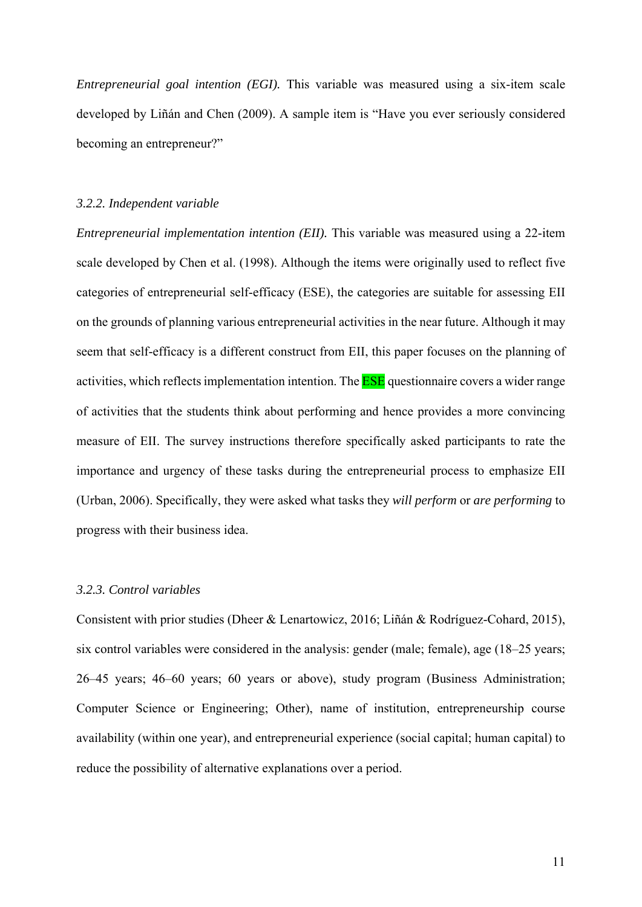*Entrepreneurial goal intention (EGI).* This variable was measured using a six-item scale developed by Liñán and Chen (2009). A sample item is "Have you ever seriously considered becoming an entrepreneur?"

### 3.2.2. Independent variable

*Entrepreneurial implementation intention (EII).* This variable was measured using a 22-item scale developed by Chen et al. (1998). Although the items were originally used to reflect five categories of entrepreneurial self-efficacy (ESE), the categories are suitable for assessing EII on the grounds of planning various entrepreneurial activities in the near future. Although it may seem that self-efficacy is a different construct from EII, this paper focuses on the planning of activities, which reflects implementation intention. The ESE questionnaire covers a wider range of activities that the students think about performing and hence provides a more convincing measure of EII. The survey instructions therefore specifically asked participants to rate the importance and urgency of these tasks during the entrepreneurial process to emphasize EII (Urban, 2006). Specifically, they were asked what tasks they *will perform* or *are performing* to progress with their business idea.

### 3.2.3. Control variables

Consistent with prior studies (Dheer & Lenartowicz, 2016; Liñán & Rodríguez-Cohard, 2015), six control variables were considered in the analysis: gender (male; female), age (18–25 years; 26–45 years; 46–60 years; 60 years or above), study program (Business Administration; Computer Science or Engineering; Other), name of institution, entrepreneurship course availability (within one year), and entrepreneurial experience (social capital; human capital) to reduce the possibility of alternative explanations over a period.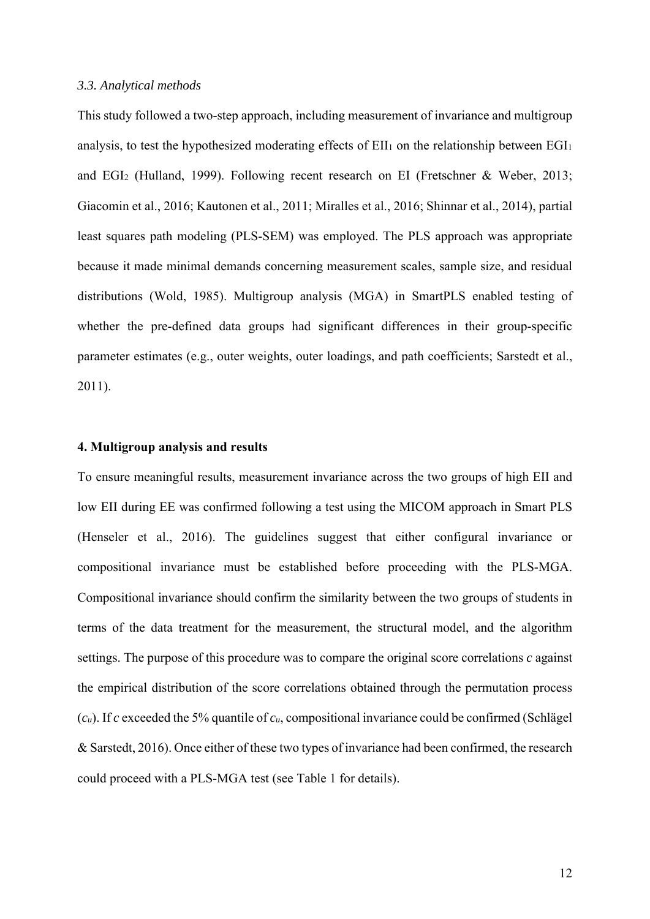### *3.3. Analytical methods*

This study followed a two-step approach, including measurement of invariance and multigroup analysis, to test the hypothesized moderating effects of $EII_1$ on the relationship between $EGI_1$ and $EGI_2$ (Hulland, 1999). Following recent research on EI (Fretschner & Weber, 2013; Giacomin et al., 2016; Kautonen et al., 2011; Miralles et al., 2016; Shinnar et al., 2014), partial least squares path modeling (PLS-SEM) was employed. The PLS approach was appropriate because it made minimal demands concerning measurement scales, sample size, and residual distributions (Wold, 1985). Multigroup analysis (MGA) in SmartPLS enabled testing of whether the pre-defined data groups had significant differences in their group-specific parameter estimates (e.g., outer weights, outer loadings, and path coefficients; Sarstedt et al., 2011).

## 4. Multigroup analysis and results

To ensure meaningful results, measurement invariance across the two groups of high EII and low EII during EE was confirmed following a test using the MICOM approach in Smart PLS (Henseler et al., 2016). The guidelines suggest that either configural invariance or compositional invariance must be established before proceeding with the PLS-MGA. Compositional invariance should confirm the similarity between the two groups of students in terms of the data treatment for the measurement, the structural model, and the algorithm settings. The purpose of this procedure was to compare the original score correlations $c$ against the empirical distribution of the score correlations obtained through the permutation process ($c_u$). If $c$ exceeded the 5% quantile of $c_u$, compositional invariance could be confirmed (Schlägel & Sarstedt, 2016). Once either of these two types of invariance had been confirmed, the research could proceed with a PLS-MGA test (see Table 1 for details).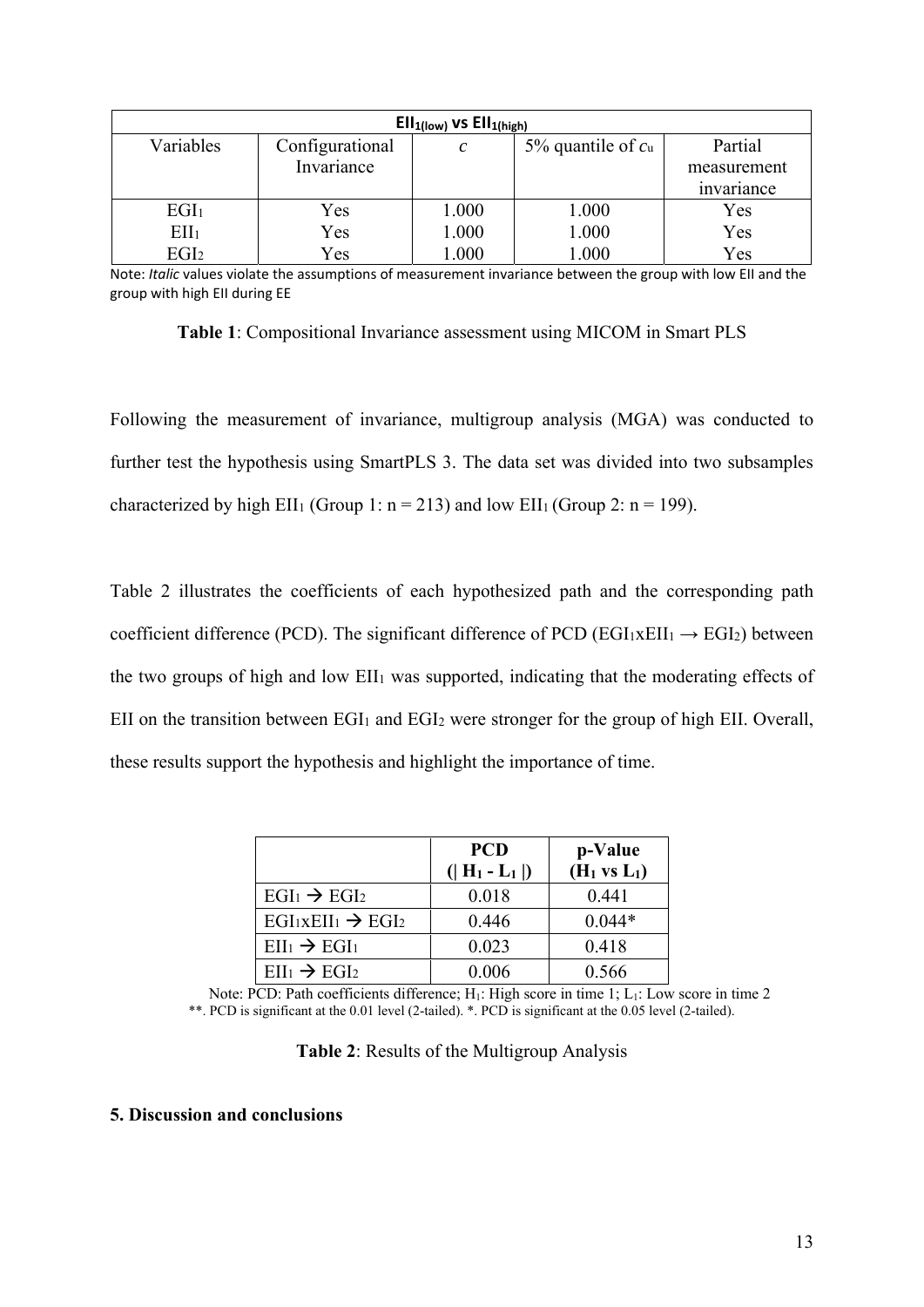| $EII_{1(low)}$ vs $EII_{1(high)}$ | | | | |
|---|---|---|---|---|
| Variables | Configurational Invariance | $c$ | 5% quantile of $c_u$ | Partial measurement invariance |
| $EGI_1$ | Yes | 1.000 | 1.000 | Yes |
| $EII_1$ | Yes | 1.000 | 1.000 | Yes |
| $EGI_2$ | Yes | 1.000 | 1.000 | Yes |

Note: *Italic* values violate the assumptions of measurement invariance between the group with low EII and the group with high EII during EE

**Table 1**: Compositional Invariance assessment using MICOM in Smart PLS

Following the measurement of invariance, multigroup analysis (MGA) was conducted to further test the hypothesis using SmartPLS 3. The data set was divided into two subsamples characterized by high $EII_1$ (Group 1: n = 213) and low $EII_1$ (Group 2: n = 199).

Table 2 illustrates the coefficients of each hypothesized path and the corresponding path coefficient difference (PCD). The significant difference of PCD ($EGI_1xEII_1 \rightarrow EGI_2$) between the two groups of high and low $EII_1$ was supported, indicating that the moderating effects of EII on the transition between $EGI_1$ and $EGI_2$ were stronger for the group of high EII. Overall, these results support the hypothesis and highlight the importance of time.

| | **PCD ($\mid H_1 - L_1 \mid$)** | **p-Value ($H_1$ vs $L_1$)** |
|---|---|---|
| $EGI_1 \rightarrow EGI_2$ | 0.018 | 0.441 |
| $EGI_1xEII_1 \rightarrow EGI_2$ | 0.446 | 0.044* |
| $EII_1 \rightarrow EGI_1$ | 0.023 | 0.418 |
| $EII_1 \rightarrow EGI_2$ | 0.006 | 0.566 |

Note: PCD: Path coefficients difference; $H_1$: High score in time 1; $L_1$: Low score in time 2
**. PCD is significant at the 0.01 level (2-tailed). *. PCD is significant at the 0.05 level (2-tailed).

**Table 2**: Results of the Multigroup Analysis

**5. Discussion and conclusions**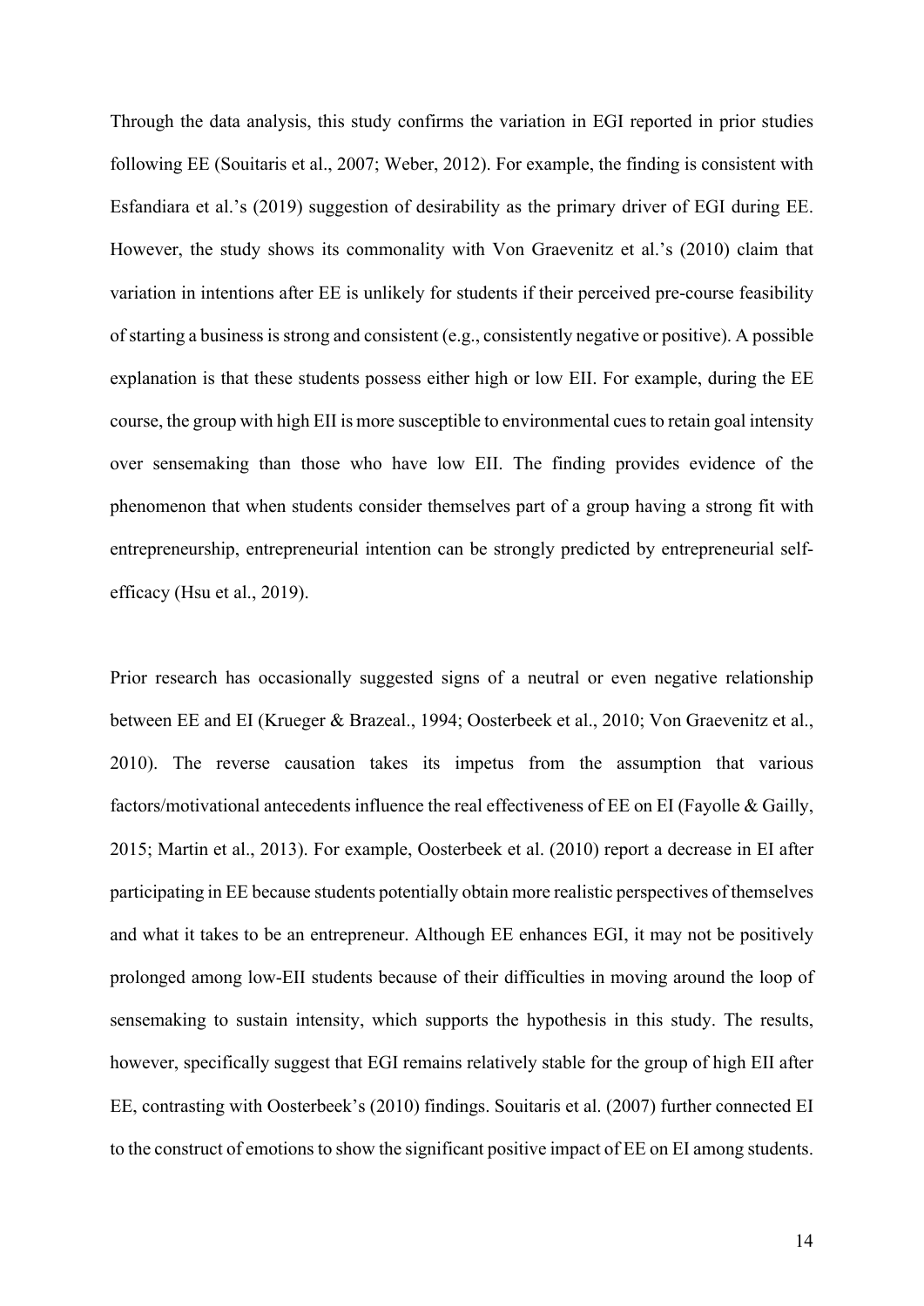Through the data analysis, this study confirms the variation in EGI reported in prior studies following EE (Souitaris et al., 2007; Weber, 2012). For example, the finding is consistent with Esfandiara et al.'s (2019) suggestion of desirability as the primary driver of EGI during EE. However, the study shows its commonality with Von Graevenitz et al.'s (2010) claim that variation in intentions after EE is unlikely for students if their perceived pre-course feasibility of starting a business is strong and consistent (e.g., consistently negative or positive). A possible explanation is that these students possess either high or low EII. For example, during the EE course, the group with high EII is more susceptible to environmental cues to retain goal intensity over sensemaking than those who have low EII. The finding provides evidence of the phenomenon that when students consider themselves part of a group having a strong fit with entrepreneurship, entrepreneurial intention can be strongly predicted by entrepreneurial self-efficacy (Hsu et al., 2019).

Prior research has occasionally suggested signs of a neutral or even negative relationship between EE and EI (Krueger & Brazeal., 1994; Oosterbeek et al., 2010; Von Graevenitz et al., 2010). The reverse causation takes its impetus from the assumption that various factors/motivational antecedents influence the real effectiveness of EE on EI (Fayolle & Gailly, 2015; Martin et al., 2013). For example, Oosterbeek et al. (2010) report a decrease in EI after participating in EE because students potentially obtain more realistic perspectives of themselves and what it takes to be an entrepreneur. Although EE enhances EGI, it may not be positively prolonged among low-EII students because of their difficulties in moving around the loop of sensemaking to sustain intensity, which supports the hypothesis in this study. The results, however, specifically suggest that EGI remains relatively stable for the group of high EII after EE, contrasting with Oosterbeek's (2010) findings. Souitaris et al. (2007) further connected EI to the construct of emotions to show the significant positive impact of EE on EI among students.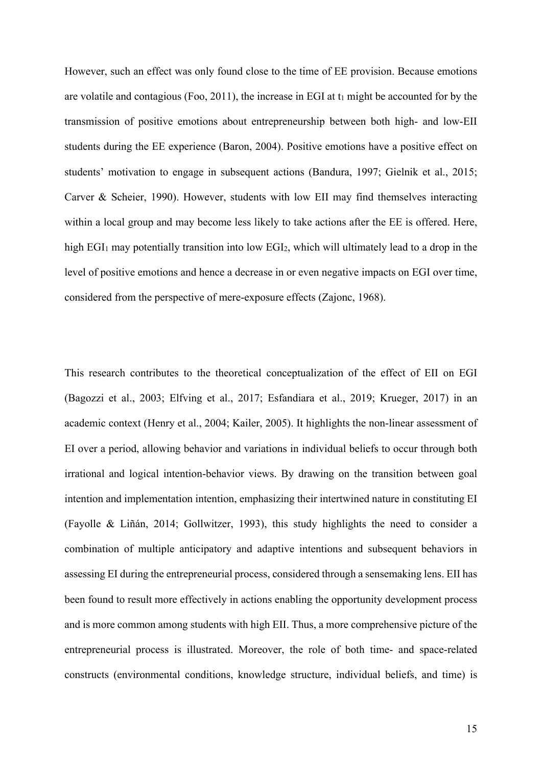However, such an effect was only found close to the time of EE provision. Because emotions are volatile and contagious (Foo, 2011), the increase in EGI at $t_1$ might be accounted for by the transmission of positive emotions about entrepreneurship between both high- and low-EII students during the EE experience (Baron, 2004). Positive emotions have a positive effect on students' motivation to engage in subsequent actions (Bandura, 1997; Gielnik et al., 2015; Carver & Scheier, 1990). However, students with low EII may find themselves interacting within a local group and may become less likely to take actions after the EE is offered. Here, high $EGI_1$ may potentially transition into low $EGI_2$, which will ultimately lead to a drop in the level of positive emotions and hence a decrease in or even negative impacts on EGI over time, considered from the perspective of mere-exposure effects (Zajonc, 1968).

This research contributes to the theoretical conceptualization of the effect of EII on EGI (Bagozzi et al., 2003; Elfving et al., 2017; Esfandiara et al., 2019; Krueger, 2017) in an academic context (Henry et al., 2004; Kailer, 2005). It highlights the non-linear assessment of EI over a period, allowing behavior and variations in individual beliefs to occur through both irrational and logical intention-behavior views. By drawing on the transition between goal intention and implementation intention, emphasizing their intertwined nature in constituting EI (Fayolle & Liñán, 2014; Gollwitzer, 1993), this study highlights the need to consider a combination of multiple anticipatory and adaptive intentions and subsequent behaviors in assessing EI during the entrepreneurial process, considered through a sensemaking lens. EII has been found to result more effectively in actions enabling the opportunity development process and is more common among students with high EII. Thus, a more comprehensive picture of the entrepreneurial process is illustrated. Moreover, the role of both time- and space-related constructs (environmental conditions, knowledge structure, individual beliefs, and time) is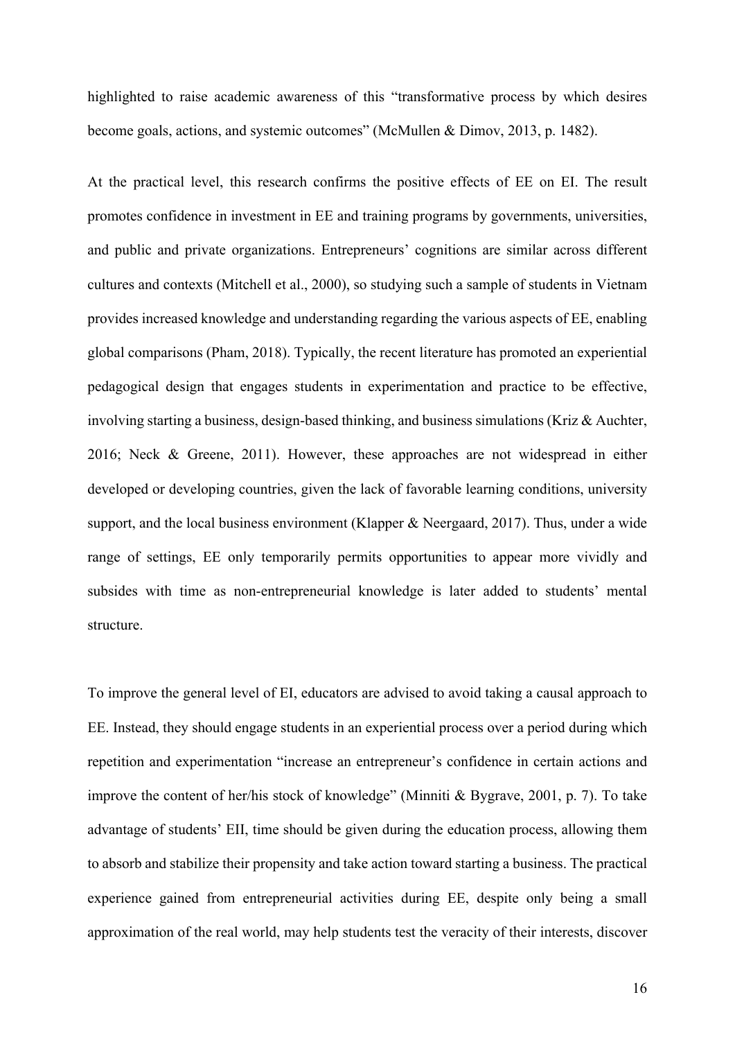highlighted to raise academic awareness of this "transformative process by which desires become goals, actions, and systemic outcomes" (McMullen & Dimov, 2013, p. 1482).

At the practical level, this research confirms the positive effects of EE on EI. The result promotes confidence in investment in EE and training programs by governments, universities, and public and private organizations. Entrepreneurs' cognitions are similar across different cultures and contexts (Mitchell et al., 2000), so studying such a sample of students in Vietnam provides increased knowledge and understanding regarding the various aspects of EE, enabling global comparisons (Pham, 2018). Typically, the recent literature has promoted an experiential pedagogical design that engages students in experimentation and practice to be effective, involving starting a business, design-based thinking, and business simulations (Kriz & Auchter, 2016; Neck & Greene, 2011). However, these approaches are not widespread in either developed or developing countries, given the lack of favorable learning conditions, university support, and the local business environment (Klapper & Neergaard, 2017). Thus, under a wide range of settings, EE only temporarily permits opportunities to appear more vividly and subsides with time as non-entrepreneurial knowledge is later added to students' mental structure.

To improve the general level of EI, educators are advised to avoid taking a causal approach to EE. Instead, they should engage students in an experiential process over a period during which repetition and experimentation "increase an entrepreneur's confidence in certain actions and improve the content of her/his stock of knowledge" (Minniti & Bygrave, 2001, p. 7). To take advantage of students' EII, time should be given during the education process, allowing them to absorb and stabilize their propensity and take action toward starting a business. The practical experience gained from entrepreneurial activities during EE, despite only being a small approximation of the real world, may help students test the veracity of their interests, discover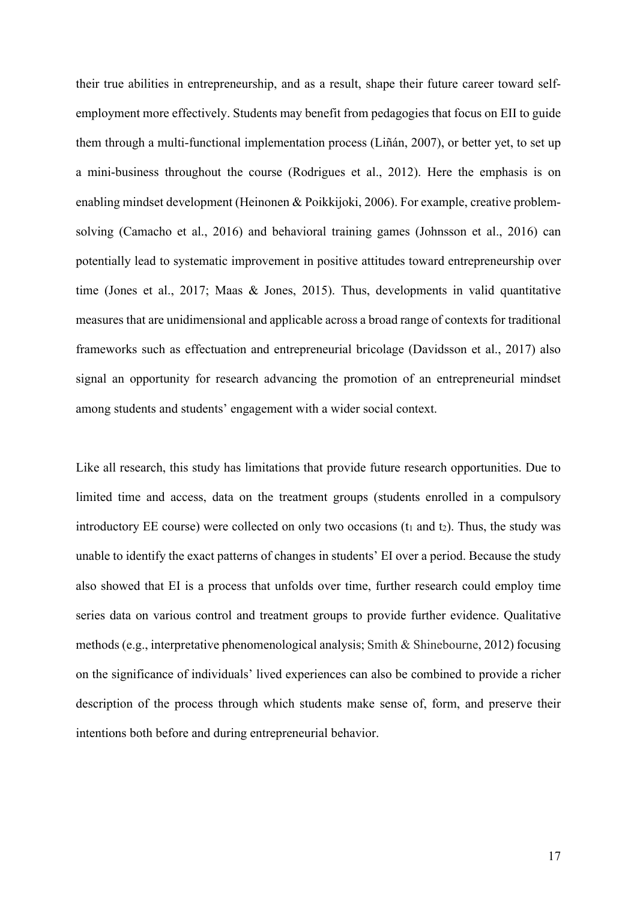their true abilities in entrepreneurship, and as a result, shape their future career toward self-employment more effectively. Students may benefit from pedagogies that focus on EII to guide them through a multi-functional implementation process (Liñán, 2007), or better yet, to set up a mini-business throughout the course (Rodrigues et al., 2012). Here the emphasis is on enabling mindset development (Heinonen & Poikkijoki, 2006). For example, creative problem-solving (Camacho et al., 2016) and behavioral training games (Johnsson et al., 2016) can potentially lead to systematic improvement in positive attitudes toward entrepreneurship over time (Jones et al., 2017; Maas & Jones, 2015). Thus, developments in valid quantitative measures that are unidimensional and applicable across a broad range of contexts for traditional frameworks such as effectuation and entrepreneurial bricolage (Davidsson et al., 2017) also signal an opportunity for research advancing the promotion of an entrepreneurial mindset among students and students' engagement with a wider social context.

Like all research, this study has limitations that provide future research opportunities. Due to limited time and access, data on the treatment groups (students enrolled in a compulsory introductory EE course) were collected on only two occasions ($t_1$ and $t_2$). Thus, the study was unable to identify the exact patterns of changes in students' EI over a period. Because the study also showed that EI is a process that unfolds over time, further research could employ time series data on various control and treatment groups to provide further evidence. Qualitative methods (e.g., interpretative phenomenological analysis; Smith & Shinebourne, 2012) focusing on the significance of individuals' lived experiences can also be combined to provide a richer description of the process through which students make sense of, form, and preserve their intentions both before and during entrepreneurial behavior.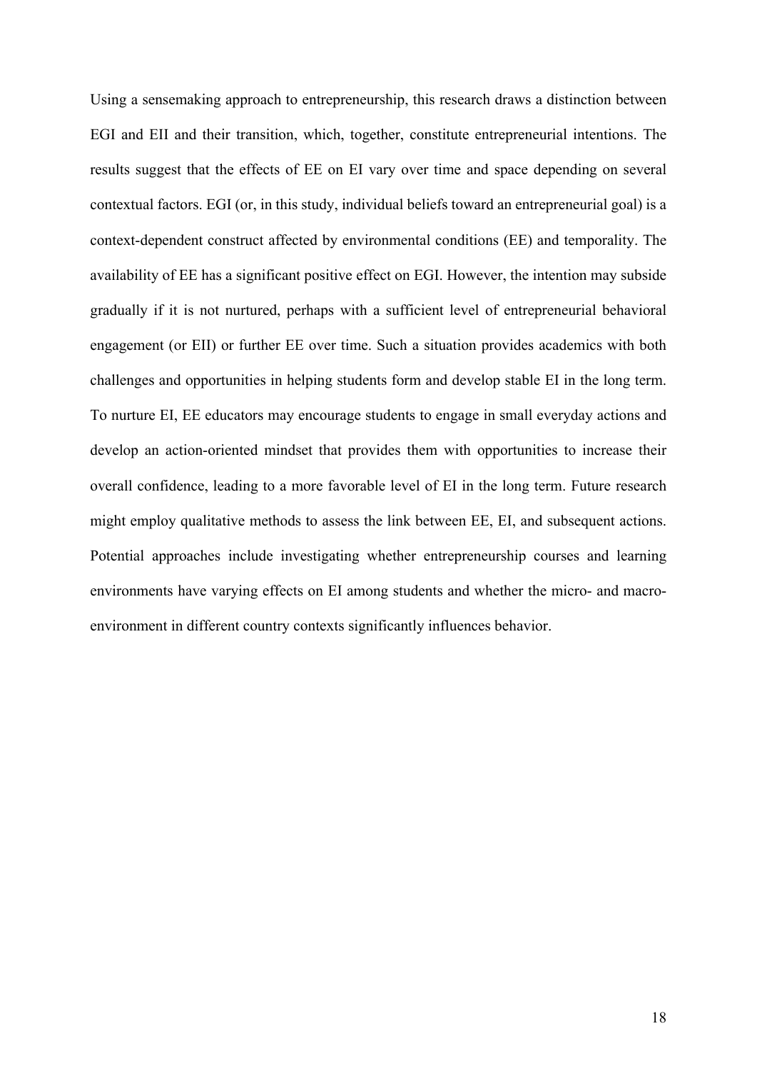Using a sensemaking approach to entrepreneurship, this research draws a distinction between EGI and EII and their transition, which, together, constitute entrepreneurial intentions. The results suggest that the effects of EE on EI vary over time and space depending on several contextual factors. EGI (or, in this study, individual beliefs toward an entrepreneurial goal) is a context-dependent construct affected by environmental conditions (EE) and temporality. The availability of EE has a significant positive effect on EGI. However, the intention may subside gradually if it is not nurtured, perhaps with a sufficient level of entrepreneurial behavioral engagement (or EII) or further EE over time. Such a situation provides academics with both challenges and opportunities in helping students form and develop stable EI in the long term. To nurture EI, EE educators may encourage students to engage in small everyday actions and develop an action-oriented mindset that provides them with opportunities to increase their overall confidence, leading to a more favorable level of EI in the long term. Future research might employ qualitative methods to assess the link between EE, EI, and subsequent actions. Potential approaches include investigating whether entrepreneurship courses and learning environments have varying effects on EI among students and whether the micro- and macro-environment in different country contexts significantly influences behavior.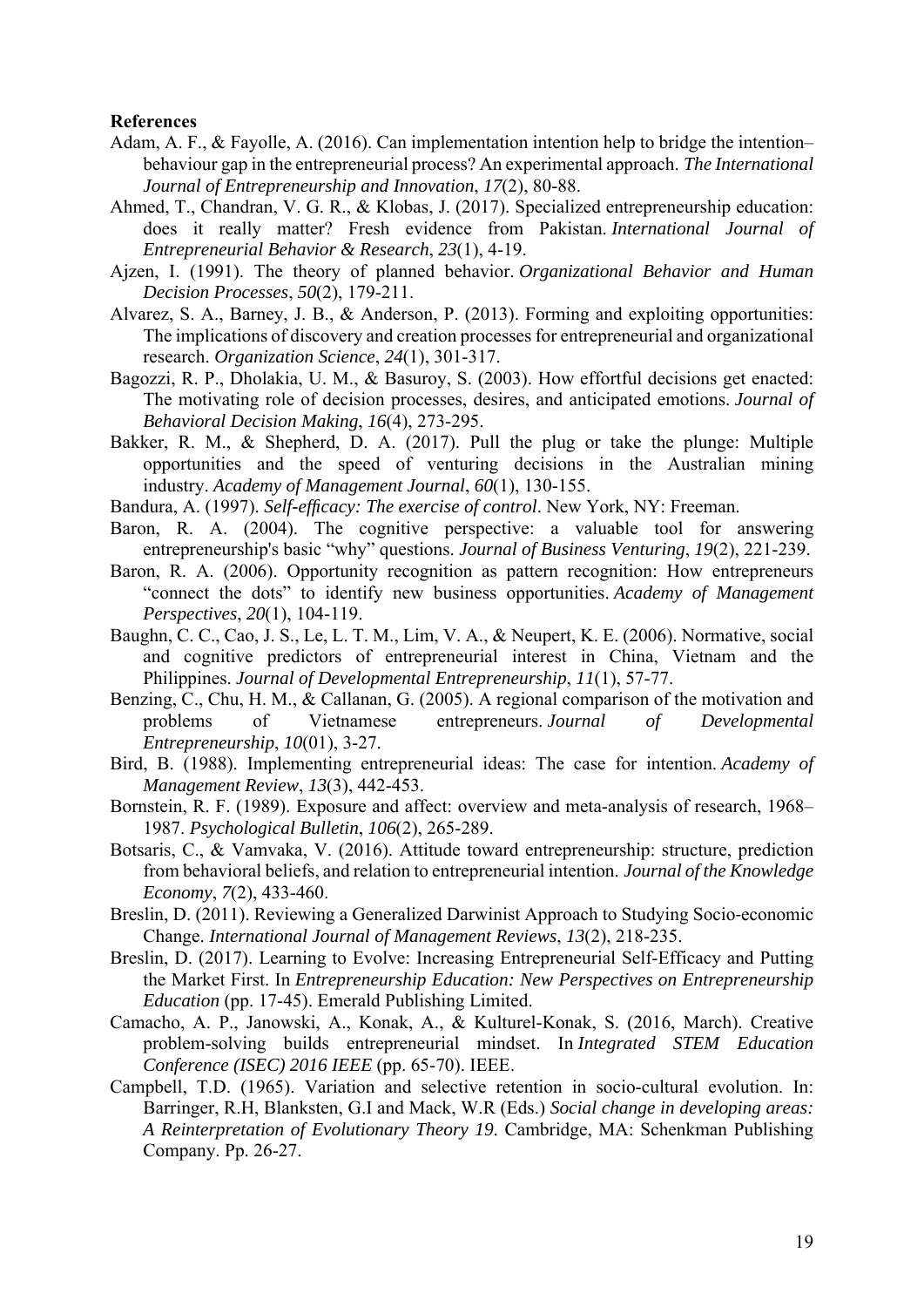**References**

Adam, A. F., & Fayolle, A. (2016). Can implementation intention help to bridge the intention–behaviour gap in the entrepreneurial process? An experimental approach. *The International Journal of Entrepreneurship and Innovation*, *17*(2), 80-88.

Ahmed, T., Chandran, V. G. R., & Klobas, J. (2017). Specialized entrepreneurship education: does it really matter? Fresh evidence from Pakistan. *International Journal of Entrepreneurial Behavior & Research*, *23*(1), 4-19.

Ajzen, I. (1991). The theory of planned behavior. *Organizational Behavior and Human Decision Processes*, *50*(2), 179-211.

Alvarez, S. A., Barney, J. B., & Anderson, P. (2013). Forming and exploiting opportunities: The implications of discovery and creation processes for entrepreneurial and organizational research. *Organization Science*, *24*(1), 301-317.

Bagozzi, R. P., Dholakia, U. M., & Basuroy, S. (2003). How effortful decisions get enacted: The motivating role of decision processes, desires, and anticipated emotions. *Journal of Behavioral Decision Making*, *16*(4), 273-295.

Bakker, R. M., & Shepherd, D. A. (2017). Pull the plug or take the plunge: Multiple opportunities and the speed of venturing decisions in the Australian mining industry. *Academy of Management Journal*, *60*(1), 130-155.

Bandura, A. (1997). *Self-efficacy: The exercise of control*. New York, NY: Freeman.

Baron, R. A. (2004). The cognitive perspective: a valuable tool for answering entrepreneurship's basic "why" questions. *Journal of Business Venturing*, *19*(2), 221-239.

Baron, R. A. (2006). Opportunity recognition as pattern recognition: How entrepreneurs "connect the dots" to identify new business opportunities. *Academy of Management Perspectives*, *20*(1), 104-119.

Baughn, C. C., Cao, J. S., Le, L. T. M., Lim, V. A., & Neupert, K. E. (2006). Normative, social and cognitive predictors of entrepreneurial interest in China, Vietnam and the Philippines. *Journal of Developmental Entrepreneurship*, *11*(1), 57-77.

Benzing, C., Chu, H. M., & Callanan, G. (2005). A regional comparison of the motivation and problems of Vietnamese entrepreneurs. *Journal of Developmental Entrepreneurship*, *10*(01), 3-27.

Bird, B. (1988). Implementing entrepreneurial ideas: The case for intention. *Academy of Management Review*, *13*(3), 442-453.

Bornstein, R. F. (1989). Exposure and affect: overview and meta-analysis of research, 1968–1987. *Psychological Bulletin*, *106*(2), 265-289.

Botsaris, C., & Vamvaka, V. (2016). Attitude toward entrepreneurship: structure, prediction from behavioral beliefs, and relation to entrepreneurial intention. *Journal of the Knowledge Economy*, *7*(2), 433-460.

Breslin, D. (2011). Reviewing a Generalized Darwinist Approach to Studying Socio-economic Change. *International Journal of Management Reviews*, *13*(2), 218-235.

Breslin, D. (2017). Learning to Evolve: Increasing Entrepreneurial Self-Efficacy and Putting the Market First. In *Entrepreneurship Education: New Perspectives on Entrepreneurship Education* (pp. 17-45). Emerald Publishing Limited.

Camacho, A. P., Janowski, A., Konak, A., & Kulturel-Konak, S. (2016, March). Creative problem-solving builds entrepreneurial mindset. In *Integrated STEM Education Conference (ISEC) 2016 IEEE* (pp. 65-70). IEEE.

Campbell, T.D. (1965). Variation and selective retention in socio-cultural evolution. In: Barringer, R.H, Blanksten, G.I and Mack, W.R (Eds.) *Social change in developing areas: A Reinterpretation of Evolutionary Theory 19*. Cambridge, MA: Schenkman Publishing Company. Pp. 26-27.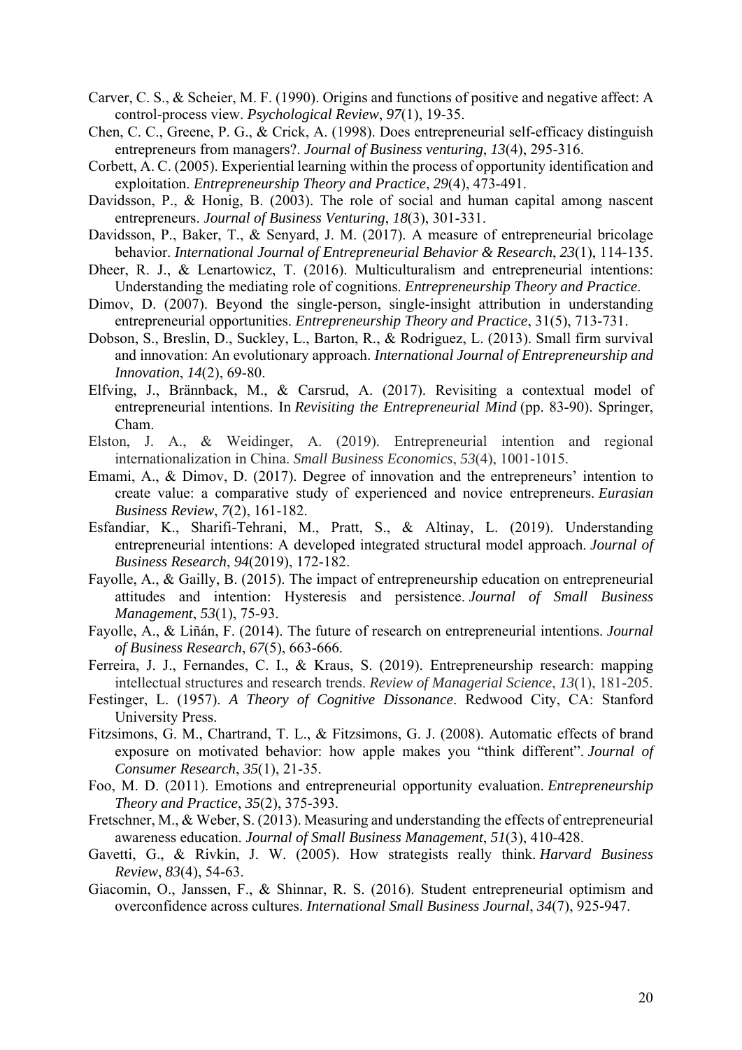Carver, C. S., & Scheier, M. F. (1990). Origins and functions of positive and negative affect: A control-process view. *Psychological Review*, *97*(1), 19-35.

Chen, C. C., Greene, P. G., & Crick, A. (1998). Does entrepreneurial self-efficacy distinguish entrepreneurs from managers?. *Journal of Business venturing*, *13*(4), 295-316.

Corbett, A. C. (2005). Experiential learning within the process of opportunity identification and exploitation. *Entrepreneurship Theory and Practice*, *29*(4), 473-491.

Davidsson, P., & Honig, B. (2003). The role of social and human capital among nascent entrepreneurs. *Journal of Business Venturing*, *18*(3), 301-331.

Davidsson, P., Baker, T., & Senyard, J. M. (2017). A measure of entrepreneurial bricolage behavior. *International Journal of Entrepreneurial Behavior & Research*, *23*(1), 114-135.

Dheer, R. J., & Lenartowicz, T. (2016). Multiculturalism and entrepreneurial intentions: Understanding the mediating role of cognitions. *Entrepreneurship Theory and Practice*.

Dimov, D. (2007). Beyond the single-person, single-insight attribution in understanding entrepreneurial opportunities. *Entrepreneurship Theory and Practice*, 31(5), 713-731.

Dobson, S., Breslin, D., Suckley, L., Barton, R., & Rodriguez, L. (2013). Small firm survival and innovation: An evolutionary approach. *International Journal of Entrepreneurship and Innovation*, *14*(2), 69-80.

Elfving, J., Brännback, M., & Carsrud, A. (2017). Revisiting a contextual model of entrepreneurial intentions. In *Revisiting the Entrepreneurial Mind* (pp. 83-90). Springer, Cham.

Elston, J. A., & Weidinger, A. (2019). Entrepreneurial intention and regional internationalization in China. *Small Business Economics*, *53*(4), 1001-1015.

Emami, A., & Dimov, D. (2017). Degree of innovation and the entrepreneurs' intention to create value: a comparative study of experienced and novice entrepreneurs. *Eurasian Business Review*, *7*(2), 161-182.

Esfandiar, K., Sharifi-Tehrani, M., Pratt, S., & Altinay, L. (2019). Understanding entrepreneurial intentions: A developed integrated structural model approach. *Journal of Business Research*, *94*(2019), 172-182.

Fayolle, A., & Gailly, B. (2015). The impact of entrepreneurship education on entrepreneurial attitudes and intention: Hysteresis and persistence. *Journal of Small Business Management*, *53*(1), 75-93.

Fayolle, A., & Liñán, F. (2014). The future of research on entrepreneurial intentions. *Journal of Business Research*, *67*(5), 663-666.

Ferreira, J. J., Fernandes, C. I., & Kraus, S. (2019). Entrepreneurship research: mapping intellectual structures and research trends. *Review of Managerial Science*, *13*(1), 181-205.

Festinger, L. (1957). *A Theory of Cognitive Dissonance*. Redwood City, CA: Stanford University Press.

Fitzsimons, G. M., Chartrand, T. L., & Fitzsimons, G. J. (2008). Automatic effects of brand exposure on motivated behavior: how apple makes you "think different". *Journal of Consumer Research*, *35*(1), 21-35.

Foo, M. D. (2011). Emotions and entrepreneurial opportunity evaluation. *Entrepreneurship Theory and Practice*, *35*(2), 375-393.

Fretschner, M., & Weber, S. (2013). Measuring and understanding the effects of entrepreneurial awareness education. *Journal of Small Business Management*, *51*(3), 410-428.

Gavetti, G., & Rivkin, J. W. (2005). How strategists really think. *Harvard Business Review*, *83*(4), 54-63.

Giacomin, O., Janssen, F., & Shinnar, R. S. (2016). Student entrepreneurial optimism and overconfidence across cultures. *International Small Business Journal*, *34*(7), 925-947.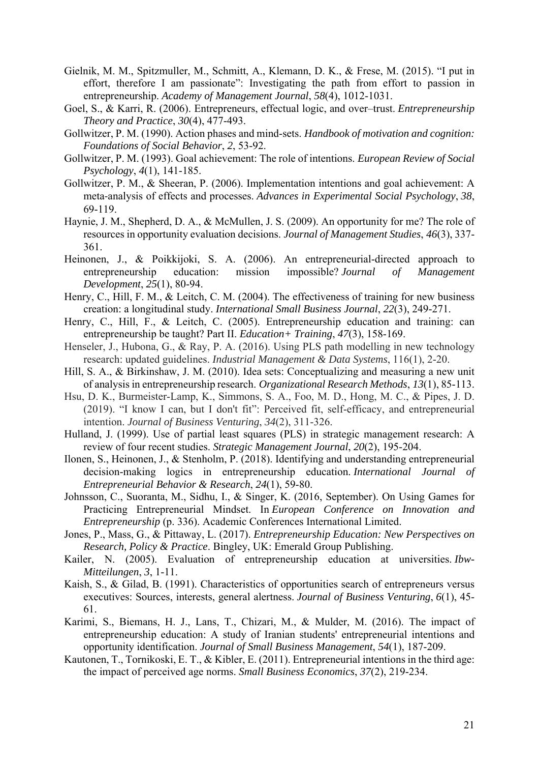Gielnik, M. M., Spitzmuller, M., Schmitt, A., Klemann, D. K., & Frese, M. (2015). "I put in effort, therefore I am passionate": Investigating the path from effort to passion in entrepreneurship. *Academy of Management Journal*, *58*(4), 1012-1031.

Goel, S., & Karri, R. (2006). Entrepreneurs, effectual logic, and over–trust. *Entrepreneurship Theory and Practice*, *30*(4), 477-493.

Gollwitzer, P. M. (1990). Action phases and mind-sets. *Handbook of motivation and cognition: Foundations of Social Behavior*, *2*, 53-92.

Gollwitzer, P. M. (1993). Goal achievement: The role of intentions. *European Review of Social Psychology*, *4*(1), 141-185.

Gollwitzer, P. M., & Sheeran, P. (2006). Implementation intentions and goal achievement: A meta-analysis of effects and processes. *Advances in Experimental Social Psychology*, *38*, 69-119.

Haynie, J. M., Shepherd, D. A., & McMullen, J. S. (2009). An opportunity for me? The role of resources in opportunity evaluation decisions. *Journal of Management Studies*, *46*(3), 337-361.

Heinonen, J., & Poikkijoki, S. A. (2006). An entrepreneurial-directed approach to entrepreneurship education: mission impossible? *Journal of Management Development*, *25*(1), 80-94.

Henry, C., Hill, F. M., & Leitch, C. M. (2004). The effectiveness of training for new business creation: a longitudinal study. *International Small Business Journal*, *22*(3), 249-271.

Henry, C., Hill, F., & Leitch, C. (2005). Entrepreneurship education and training: can entrepreneurship be taught? Part II. *Education+ Training*, *47*(3), 158-169.

Henseler, J., Hubona, G., & Ray, P. A. (2016). Using PLS path modelling in new technology research: updated guidelines. *Industrial Management & Data Systems*, 116(1), 2-20.

Hill, S. A., & Birkinshaw, J. M. (2010). Idea sets: Conceptualizing and measuring a new unit of analysis in entrepreneurship research. *Organizational Research Methods*, *13*(1), 85-113.

Hsu, D. K., Burmeister-Lamp, K., Simmons, S. A., Foo, M. D., Hong, M. C., & Pipes, J. D. (2019). "I know I can, but I don't fit": Perceived fit, self-efficacy, and entrepreneurial intention. *Journal of Business Venturing*, *34*(2), 311-326.

Hulland, J. (1999). Use of partial least squares (PLS) in strategic management research: A review of four recent studies. *Strategic Management Journal*, *20*(2), 195-204.

Ilonen, S., Heinonen, J., & Stenholm, P. (2018). Identifying and understanding entrepreneurial decision-making logics in entrepreneurship education. *International Journal of Entrepreneurial Behavior & Research*, *24*(1), 59-80.

Johnsson, C., Suoranta, M., Sidhu, I., & Singer, K. (2016, September). On Using Games for Practicing Entrepreneurial Mindset. In *European Conference on Innovation and Entrepreneurship* (p. 336). Academic Conferences International Limited.

Jones, P., Mass, G., & Pittaway, L. (2017). *Entrepreneurship Education: New Perspectives on Research, Policy & Practice*. Bingley, UK: Emerald Group Publishing.

Kailer, N. (2005). Evaluation of entrepreneurship education at universities. *Ibw-Mitteilungen*, *3*, 1-11.

Kaish, S., & Gilad, B. (1991). Characteristics of opportunities search of entrepreneurs versus executives: Sources, interests, general alertness. *Journal of Business Venturing*, *6*(1), 45-61.

Karimi, S., Biemans, H. J., Lans, T., Chizari, M., & Mulder, M. (2016). The impact of entrepreneurship education: A study of Iranian students' entrepreneurial intentions and opportunity identification. *Journal of Small Business Management*, *54*(1), 187-209.

Kautonen, T., Tornikoski, E. T., & Kibler, E. (2011). Entrepreneurial intentions in the third age: the impact of perceived age norms. *Small Business Economics*, *37*(2), 219-234.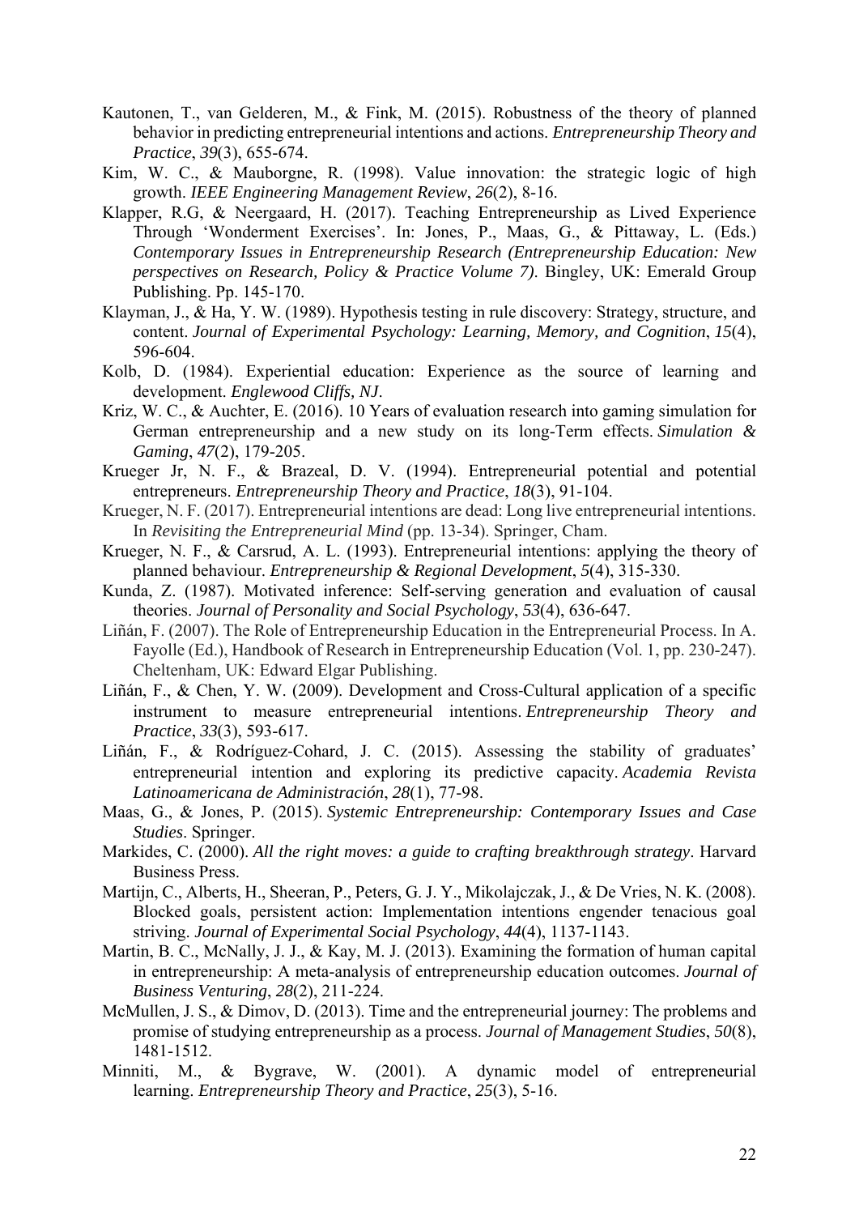Kautonen, T., van Gelderen, M., & Fink, M. (2015). Robustness of the theory of planned behavior in predicting entrepreneurial intentions and actions. *Entrepreneurship Theory and Practice*, *39*(3), 655-674.

Kim, W. C., & Mauborgne, R. (1998). Value innovation: the strategic logic of high growth. *IEEE Engineering Management Review*, *26*(2), 8-16.

Klapper, R.G, & Neergaard, H. (2017). Teaching Entrepreneurship as Lived Experience Through 'Wonderment Exercises'. In: Jones, P., Maas, G., & Pittaway, L. (Eds.) *Contemporary Issues in Entrepreneurship Research (Entrepreneurship Education: New perspectives on Research, Policy & Practice Volume 7)*. Bingley, UK: Emerald Group Publishing. Pp. 145-170.

Klayman, J., & Ha, Y. W. (1989). Hypothesis testing in rule discovery: Strategy, structure, and content. *Journal of Experimental Psychology: Learning, Memory, and Cognition*, *15*(4), 596-604.

Kolb, D. (1984). Experiential education: Experience as the source of learning and development. *Englewood Cliffs, NJ*.

Kriz, W. C., & Auchter, E. (2016). 10 Years of evaluation research into gaming simulation for German entrepreneurship and a new study on its long-Term effects. *Simulation & Gaming*, *47*(2), 179-205.

Krueger Jr, N. F., & Brazeal, D. V. (1994). Entrepreneurial potential and potential entrepreneurs. *Entrepreneurship Theory and Practice*, *18*(3), 91-104.

Krueger, N. F. (2017). Entrepreneurial intentions are dead: Long live entrepreneurial intentions. In *Revisiting the Entrepreneurial Mind* (pp. 13-34). Springer, Cham.

Krueger, N. F., & Carsrud, A. L. (1993). Entrepreneurial intentions: applying the theory of planned behaviour. *Entrepreneurship & Regional Development*, *5*(4), 315-330.

Kunda, Z. (1987). Motivated inference: Self-serving generation and evaluation of causal theories. *Journal of Personality and Social Psychology*, *53*(4), 636-647.

Liñán, F. (2007). The Role of Entrepreneurship Education in the Entrepreneurial Process. In A. Fayolle (Ed.), Handbook of Research in Entrepreneurship Education (Vol. 1, pp. 230-247). Cheltenham, UK: Edward Elgar Publishing.

Liñán, F., & Chen, Y. W. (2009). Development and Cross-Cultural application of a specific instrument to measure entrepreneurial intentions. *Entrepreneurship Theory and Practice*, *33*(3), 593-617.

Liñán, F., & Rodríguez-Cohard, J. C. (2015). Assessing the stability of graduates' entrepreneurial intention and exploring its predictive capacity. *Academia Revista Latinoamericana de Administración*, *28*(1), 77-98.

Maas, G., & Jones, P. (2015). *Systemic Entrepreneurship: Contemporary Issues and Case Studies*. Springer.

Markides, C. (2000). *All the right moves: a guide to crafting breakthrough strategy*. Harvard Business Press.

Martijn, C., Alberts, H., Sheeran, P., Peters, G. J. Y., Mikolajczak, J., & De Vries, N. K. (2008). Blocked goals, persistent action: Implementation intentions engender tenacious goal striving. *Journal of Experimental Social Psychology*, *44*(4), 1137-1143.

Martin, B. C., McNally, J. J., & Kay, M. J. (2013). Examining the formation of human capital in entrepreneurship: A meta-analysis of entrepreneurship education outcomes. *Journal of Business Venturing*, *28*(2), 211-224.

McMullen, J. S., & Dimov, D. (2013). Time and the entrepreneurial journey: The problems and promise of studying entrepreneurship as a process. *Journal of Management Studies*, *50*(8), 1481-1512.

Minniti, M., & Bygrave, W. (2001). A dynamic model of entrepreneurial learning. *Entrepreneurship Theory and Practice*, *25*(3), 5-16.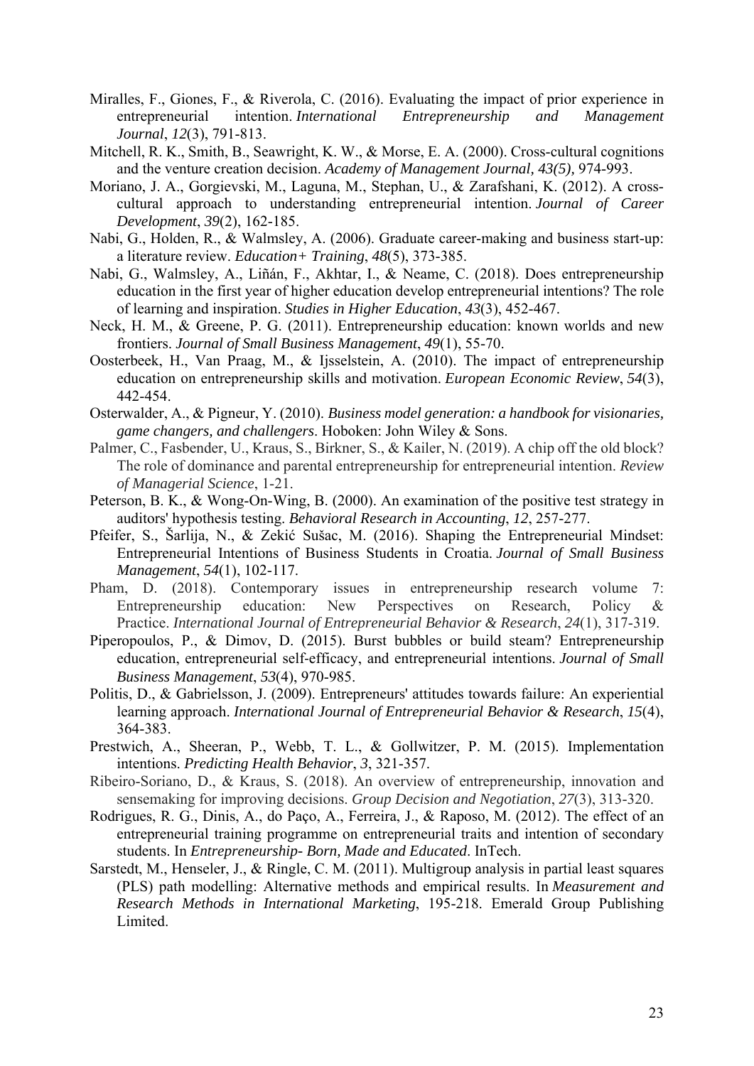Miralles, F., Giones, F., & Riverola, C. (2016). Evaluating the impact of prior experience in entrepreneurial intention. *International Entrepreneurship and Management Journal*, *12*(3), 791-813.

Mitchell, R. K., Smith, B., Seawright, K. W., & Morse, E. A. (2000). Cross-cultural cognitions and the venture creation decision. *Academy of Management Journal, 43(5),* 974-993.

Moriano, J. A., Gorgievski, M., Laguna, M., Stephan, U., & Zarafshani, K. (2012). A cross-cultural approach to understanding entrepreneurial intention. *Journal of Career Development*, *39*(2), 162-185.

Nabi, G., Holden, R., & Walmsley, A. (2006). Graduate career-making and business start-up: a literature review. *Education+ Training*, *48*(5), 373-385.

Nabi, G., Walmsley, A., Liñán, F., Akhtar, I., & Neame, C. (2018). Does entrepreneurship education in the first year of higher education develop entrepreneurial intentions? The role of learning and inspiration. *Studies in Higher Education*, *43*(3), 452-467.

Neck, H. M., & Greene, P. G. (2011). Entrepreneurship education: known worlds and new frontiers. *Journal of Small Business Management*, *49*(1), 55-70.

Oosterbeek, H., Van Praag, M., & Ijsselstein, A. (2010). The impact of entrepreneurship education on entrepreneurship skills and motivation. *European Economic Review*, *54*(3), 442-454.

Osterwalder, A., & Pigneur, Y. (2010). *Business model generation: a handbook for visionaries, game changers, and challengers*. Hoboken: John Wiley & Sons.

Palmer, C., Fasbender, U., Kraus, S., Birkner, S., & Kailer, N. (2019). A chip off the old block? The role of dominance and parental entrepreneurship for entrepreneurial intention. *Review of Managerial Science*, 1-21.

Peterson, B. K., & Wong-On-Wing, B. (2000). An examination of the positive test strategy in auditors' hypothesis testing. *Behavioral Research in Accounting*, *12*, 257-277.

Pfeifer, S., Šarlija, N., & Zekić Sušac, M. (2016). Shaping the Entrepreneurial Mindset: Entrepreneurial Intentions of Business Students in Croatia. *Journal of Small Business Management*, *54*(1), 102-117.

Pham, D. (2018). Contemporary issues in entrepreneurship research volume 7: Entrepreneurship education: New Perspectives on Research, Policy & Practice. *International Journal of Entrepreneurial Behavior & Research*, *24*(1), 317-319.

Piperopoulos, P., & Dimov, D. (2015). Burst bubbles or build steam? Entrepreneurship education, entrepreneurial self-efficacy, and entrepreneurial intentions. *Journal of Small Business Management*, *53*(4), 970-985.

Politis, D., & Gabrielsson, J. (2009). Entrepreneurs' attitudes towards failure: An experiential learning approach. *International Journal of Entrepreneurial Behavior & Research*, *15*(4), 364-383.

Prestwich, A., Sheeran, P., Webb, T. L., & Gollwitzer, P. M. (2015). Implementation intentions. *Predicting Health Behavior*, *3*, 321-357.

Ribeiro-Soriano, D., & Kraus, S. (2018). An overview of entrepreneurship, innovation and sensemaking for improving decisions. *Group Decision and Negotiation*, *27*(3), 313-320.

Rodrigues, R. G., Dinis, A., do Paço, A., Ferreira, J., & Raposo, M. (2012). The effect of an entrepreneurial training programme on entrepreneurial traits and intention of secondary students. In *Entrepreneurship- Born, Made and Educated*. InTech.

Sarstedt, M., Henseler, J., & Ringle, C. M. (2011). Multigroup analysis in partial least squares (PLS) path modelling: Alternative methods and empirical results. In *Measurement and Research Methods in International Marketing*, 195-218. Emerald Group Publishing Limited.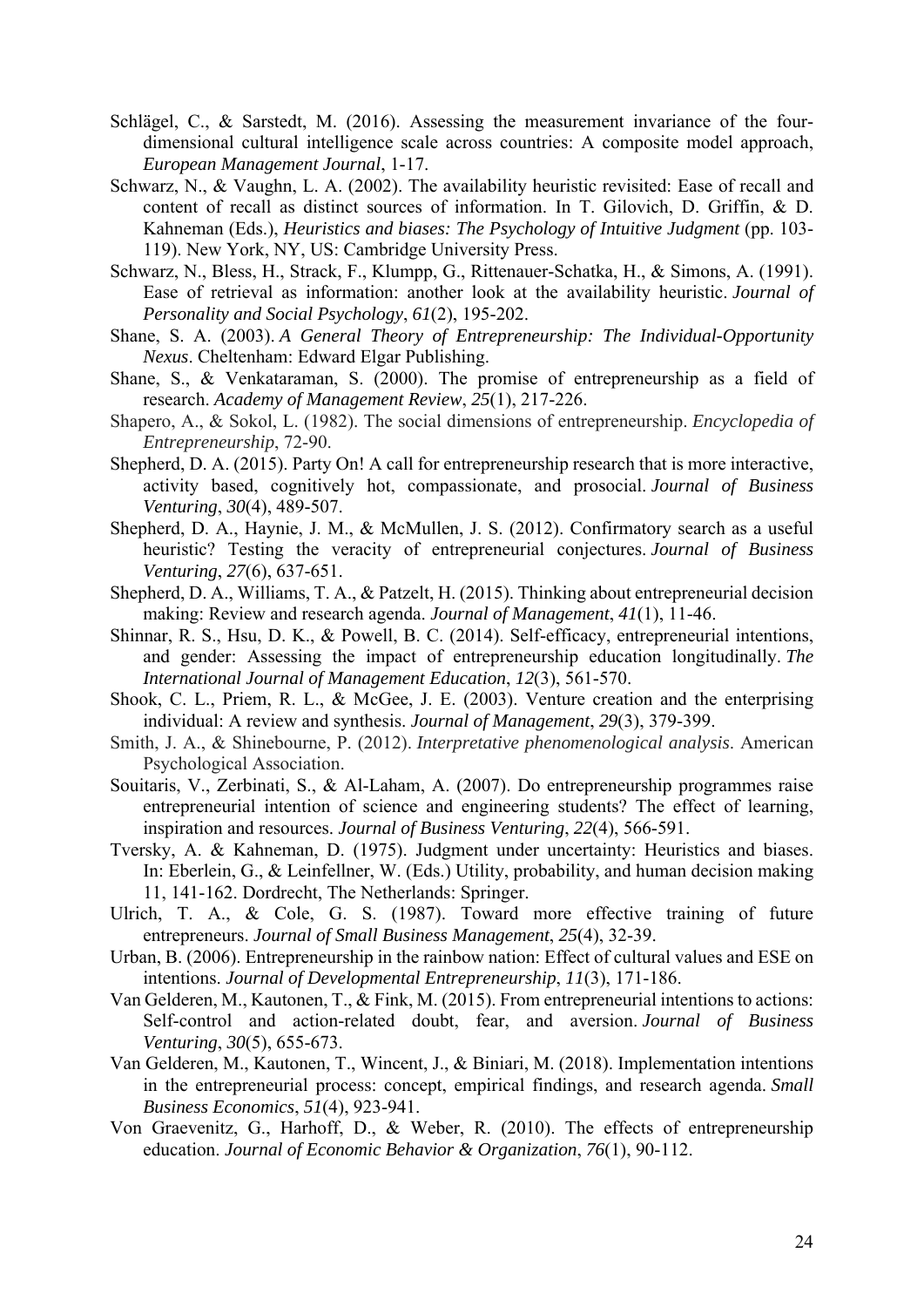Schlägel, C., & Sarstedt, M. (2016). Assessing the measurement invariance of the four-dimensional cultural intelligence scale across countries: A composite model approach, *European Management Journal*, 1-17.

Schwarz, N., & Vaughn, L. A. (2002). The availability heuristic revisited: Ease of recall and content of recall as distinct sources of information. In T. Gilovich, D. Griffin, & D. Kahneman (Eds.), *Heuristics and biases: The Psychology of Intuitive Judgment* (pp. 103-119). New York, NY, US: Cambridge University Press.

Schwarz, N., Bless, H., Strack, F., Klumpp, G., Rittenauer-Schatka, H., & Simons, A. (1991). Ease of retrieval as information: another look at the availability heuristic. *Journal of Personality and Social Psychology*, *61*(2), 195-202.

Shane, S. A. (2003). *A General Theory of Entrepreneurship: The Individual-Opportunity Nexus*. Cheltenham: Edward Elgar Publishing.

Shane, S., & Venkataraman, S. (2000). The promise of entrepreneurship as a field of research. *Academy of Management Review*, *25*(1), 217-226.

Shapero, A., & Sokol, L. (1982). The social dimensions of entrepreneurship. *Encyclopedia of Entrepreneurship*, 72-90.

Shepherd, D. A. (2015). Party On! A call for entrepreneurship research that is more interactive, activity based, cognitively hot, compassionate, and prosocial. *Journal of Business Venturing*, *30*(4), 489-507.

Shepherd, D. A., Haynie, J. M., & McMullen, J. S. (2012). Confirmatory search as a useful heuristic? Testing the veracity of entrepreneurial conjectures. *Journal of Business Venturing*, *27*(6), 637-651.

Shepherd, D. A., Williams, T. A., & Patzelt, H. (2015). Thinking about entrepreneurial decision making: Review and research agenda. *Journal of Management*, *41*(1), 11-46.

Shinnar, R. S., Hsu, D. K., & Powell, B. C. (2014). Self-efficacy, entrepreneurial intentions, and gender: Assessing the impact of entrepreneurship education longitudinally. *The International Journal of Management Education*, *12*(3), 561-570.

Shook, C. L., Priem, R. L., & McGee, J. E. (2003). Venture creation and the enterprising individual: A review and synthesis. *Journal of Management*, *29*(3), 379-399.

Smith, J. A., & Shinebourne, P. (2012). *Interpretative phenomenological analysis*. American Psychological Association.

Souitaris, V., Zerbinati, S., & Al-Laham, A. (2007). Do entrepreneurship programmes raise entrepreneurial intention of science and engineering students? The effect of learning, inspiration and resources. *Journal of Business Venturing*, *22*(4), 566-591.

Tversky, A. & Kahneman, D. (1975). Judgment under uncertainty: Heuristics and biases. In: Eberlein, G., & Leinfellner, W. (Eds.) Utility, probability, and human decision making 11, 141-162. Dordrecht, The Netherlands: Springer.

Ulrich, T. A., & Cole, G. S. (1987). Toward more effective training of future entrepreneurs. *Journal of Small Business Management*, *25*(4), 32-39.

Urban, B. (2006). Entrepreneurship in the rainbow nation: Effect of cultural values and ESE on intentions. *Journal of Developmental Entrepreneurship*, *11*(3), 171-186.

Van Gelderen, M., Kautonen, T., & Fink, M. (2015). From entrepreneurial intentions to actions: Self-control and action-related doubt, fear, and aversion. *Journal of Business Venturing*, *30*(5), 655-673.

Van Gelderen, M., Kautonen, T., Wincent, J., & Biniari, M. (2018). Implementation intentions in the entrepreneurial process: concept, empirical findings, and research agenda. *Small Business Economics*, *51*(4), 923-941.

Von Graevenitz, G., Harhoff, D., & Weber, R. (2010). The effects of entrepreneurship education. *Journal of Economic Behavior & Organization*, *76*(1), 90-112.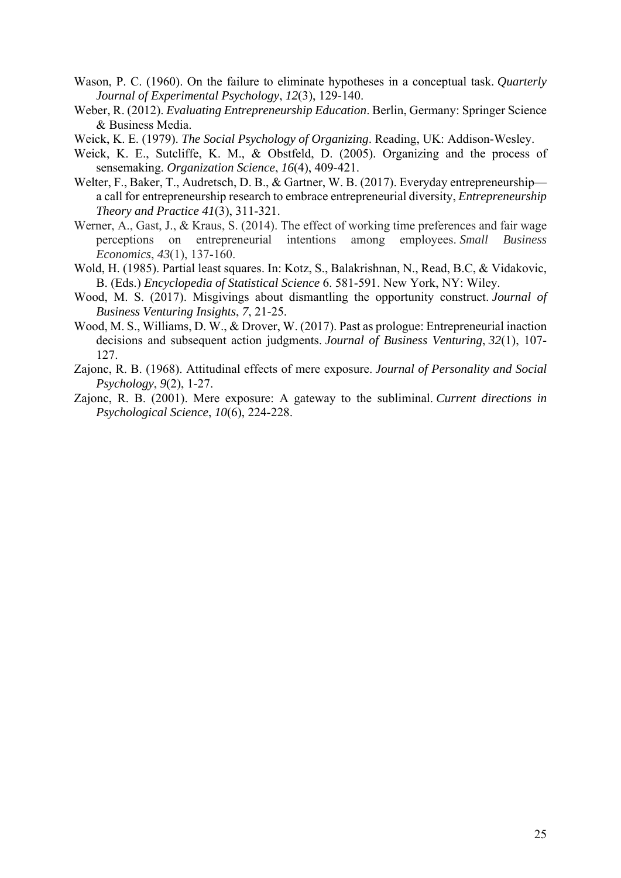Wason, P. C. (1960). On the failure to eliminate hypotheses in a conceptual task. *Quarterly Journal of Experimental Psychology*, *12*(3), 129-140.

Weber, R. (2012). *Evaluating Entrepreneurship Education*. Berlin, Germany: Springer Science & Business Media.

Weick, K. E. (1979). *The Social Psychology of Organizing*. Reading, UK: Addison-Wesley.

Weick, K. E., Sutcliffe, K. M., & Obstfeld, D. (2005). Organizing and the process of sensemaking. *Organization Science*, *16*(4), 409-421.

Welter, F., Baker, T., Audretsch, D. B., & Gartner, W. B. (2017). Everyday entrepreneurship—a call for entrepreneurship research to embrace entrepreneurial diversity, *Entrepreneurship Theory and Practice 41*(3), 311-321.

Werner, A., Gast, J., & Kraus, S. (2014). The effect of working time preferences and fair wage perceptions on entrepreneurial intentions among employees. *Small Business Economics*, *43*(1), 137-160.

Wold, H. (1985). Partial least squares. In: Kotz, S., Balakrishnan, N., Read, B.C, & Vidakovic, B. (Eds.) *Encyclopedia of Statistical Science* 6. 581-591. New York, NY: Wiley.

Wood, M. S. (2017). Misgivings about dismantling the opportunity construct. *Journal of Business Venturing Insights*, *7*, 21-25.

Wood, M. S., Williams, D. W., & Drover, W. (2017). Past as prologue: Entrepreneurial inaction decisions and subsequent action judgments. *Journal of Business Venturing*, *32*(1), 107-127.

Zajonc, R. B. (1968). Attitudinal effects of mere exposure. *Journal of Personality and Social Psychology*, *9*(2), 1-27.

Zajonc, R. B. (2001). Mere exposure: A gateway to the subliminal. *Current directions in Psychological Science*, *10*(6), 224-228.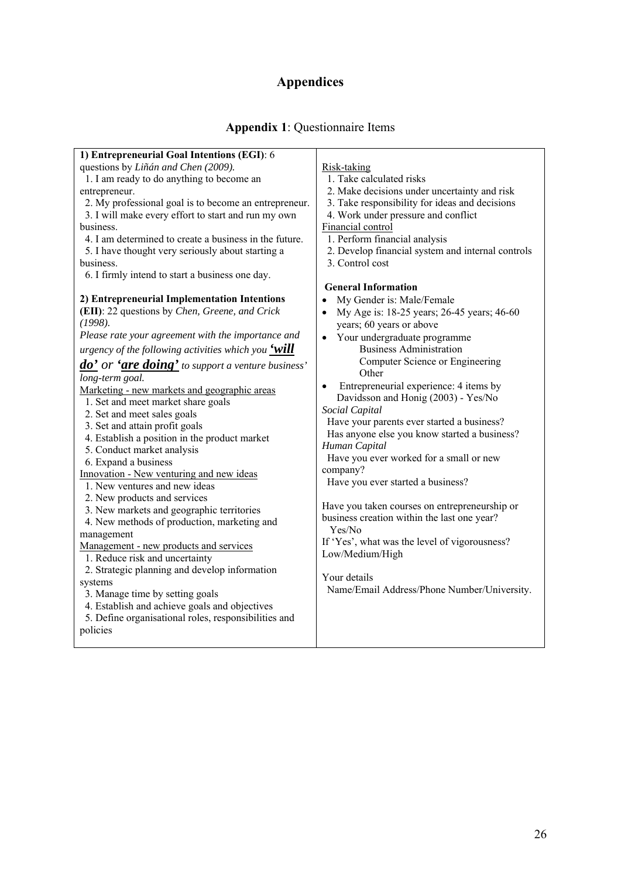# Appendices

## **Appendix 1**: Questionnaire Items

**1) Entrepreneurial Goal Intentions (EGI)**: 6 questions by *Liñán and Chen (2009).*

1. I am ready to do anything to become an entrepreneur.
2. My professional goal is to become an entrepreneur.
3. I will make every effort to start and run my own business.
4. I am determined to create a business in the future.
5. I have thought very seriously about starting a business.
6. I firmly intend to start a business one day.

**2) Entrepreneurial Implementation Intentions (EII)**: 22 questions by *Chen, Greene, and Crick (1998).*

***Please rate your agreement with the importance and urgency of the following activities which you <u>'will do'</u> or <u>'are doing'</u> to support a venture business' long-term goal.***

<u>Marketing - new markets and geographic areas</u>

1. Set and meet market share goals
2. Set and meet sales goals
3. Set and attain profit goals
4. Establish a position in the product market
5. Conduct market analysis
6. Expand a business

<u>Innovation - New venturing and new ideas</u>

1. New ventures and new ideas
2. New products and services
3. New markets and geographic territories
4. New methods of production, marketing and management

<u>Management - new products and services</u>

1. Reduce risk and uncertainty
2. Strategic planning and develop information systems
3. Manage time by setting goals
4. Establish and achieve goals and objectives
5. Define organisational roles, responsibilities and policies

<u>Risk-taking</u>

1. Take calculated risks
2. Make decisions under uncertainty and risk
3. Take responsibility for ideas and decisions
4. Work under pressure and conflict

<u>Financial control</u>

1. Perform financial analysis
2. Develop financial system and internal controls
3. Control cost

**General Information**

- My Gender is: Male/Female
- My Age is: 18-25 years; 26-45 years; 46-60 years; 60 years or above
- Your undergraduate programme
  - Business Administration
  - Computer Science or Engineering
  - Other
- Entrepreneurial experience: 4 items by Davidsson and Honig (2003) - Yes/No

*Social Capital*

Have your parents ever started a business?
Has anyone else you know started a business?

*Human Capital*

Have you ever worked for a small or new company?
Have you ever started a business?

Have you taken courses on entrepreneurship or business creation within the last one year?
Yes/No
If 'Yes', what was the level of vigorousness?
Low/Medium/High

Your details
Name/Email Address/Phone Number/University.